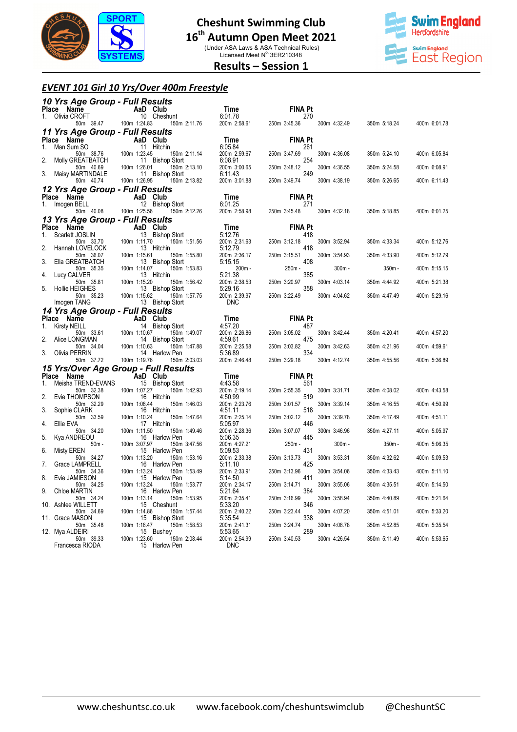# Cheshunt Swimming Club

## 16th Autumn Open Meet 2021

(Under ASA Laws & ASA Technical Rules)
Licensed Meet N° 3ER210348

## Results – Session 1

### EVENT 101 Girl 10 Yrs/Over 400m Freestyle

#### 10 Yrs Age Group - Full Results

| Place | Name | AaD | Club | Time | FINA Pt |
|---|---|---|---|---|---|
| 1. | Olivia CROFT | 10 | Cheshunt | 6:01.78 | 270 |

50m 39.47 100m 1:24.83 150m 2:11.76 200m 2:58.61 250m 3:45.36 300m 4:32.49 350m 5:18.24 400m 6:01.78

#### 11 Yrs Age Group - Full Results

| Place | Name | AaD | Club | Time | FINA Pt |
|---|---|---|---|---|---|
| 1. | Man Sum SO | 11 | Hitchin | 6:05.84 | 261 |
| 2. | Molly GREATBATCH | 11 | Bishop Stort | 6:08.91 | 254 |
| 3. | Maisy MARTINDALE | 11 | Bishop Stort | 6:11.43 | 249 |

- Man Sum SO: 50m 38.76 100m 1:23.45 150m 2:11.14 200m 2:59.67 250m 3:47.69 300m 4:36.08 350m 5:24.10 400m 6:05.84
- Molly GREATBATCH: 50m 40.69 100m 1:26.01 150m 2:13.10 200m 3:00.65 250m 3:48.12 300m 4:36.55 350m 5:24.58 400m 6:08.91
- Maisy MARTINDALE: 50m 40.74 100m 1:26.95 150m 2:13.82 200m 3:01.88 250m 3:49.74 300m 4:38.19 350m 5:26.65 400m 6:11.43

#### 12 Yrs Age Group - Full Results

| Place | Name | AaD | Club | Time | FINA Pt |
|---|---|---|---|---|---|
| 1. | Imogen BELL | 12 | Bishop Stort | 6:01.25 | 271 |

50m 40.08 100m 1:25.56 150m 2:12.26 200m 2:58.98 250m 3:45.48 300m 4:32.18 350m 5:18.85 400m 6:01.25

#### 13 Yrs Age Group - Full Results

| Place | Name | AaD | Club | Time | FINA Pt |
|---|---|---|---|---|---|
| 1. | Scarlett JOSLIN | 13 | Bishop Stort | 5:12.76 | 418 |
| 2. | Hannah LOVELOCK | 13 | Hitchin | 5:12.79 | 418 |
| 3. | Ella GREATBATCH | 13 | Bishop Stort | 5:15.15 | 408 |
| 4. | Lucy CALVER | 13 | Hitchin | 5:21.38 | 385 |
| 5. | Hollie HEIGHES | 13 | Bishop Stort | 5:29.16 | 358 |
| | Imogen TANG | 13 | Bishop Stort | DNC | |

- Scarlett JOSLIN: 50m 33.70 100m 1:11.70 150m 1:51.56 200m 2:31.63 250m 3:12.18 300m 3:52.94 350m 4:33.34 400m 5:12.76
- Hannah LOVELOCK: 50m 36.07 100m 1:15.61 150m 1:55.80 200m 2:36.17 250m 3:15.51 300m 3:54.93 350m 4:33.90 400m 5:12.79
- Ella GREATBATCH: 50m 35.35 100m 1:14.07 150m 1:53.83 200m - 250m - 300m - 350m - 400m 5:15.15
- Lucy CALVER: 50m 35.81 100m 1:15.20 150m 1:56.42 200m 2:38.53 250m 3:20.97 300m 4:03.14 350m 4:44.92 400m 5:21.38
- Hollie HEIGHES: 50m 35.23 100m 1:15.62 150m 1:57.75 200m 2:39.97 250m 3:22.49 300m 4:04.62 350m 4:47.49 400m 5:29.16

#### 14 Yrs Age Group - Full Results

| Place | Name | AaD | Club | Time | FINA Pt |
|---|---|---|---|---|---|
| 1. | Kirsty NEILL | 14 | Bishop Stort | 4:57.20 | 487 |
| 2. | Alice LONGMAN | 14 | Bishop Stort | 4:59.61 | 475 |
| 3. | Olivia PERRIN | 14 | Harlow Pen | 5:36.89 | 334 |

- Kirsty NEILL: 50m 33.61 100m 1:10.67 150m 1:49.07 200m 2:26.86 250m 3:05.02 300m 3:42.44 350m 4:20.41 400m 4:57.20
- Alice LONGMAN: 50m 34.04 100m 1:10.63 150m 1:47.88 200m 2:25.58 250m 3:03.82 300m 3:42.63 350m 4:21.96 400m 4:59.61
- Olivia PERRIN: 50m 37.72 100m 1:19.76 150m 2:03.03 200m 2:46.48 250m 3:29.18 300m 4:12.74 350m 4:55.56 400m 5:36.89

#### 15 Yrs/Over Age Group - Full Results

| Place | Name | AaD | Club | Time | FINA Pt |
|---|---|---|---|---|---|
| 1. | Meisha TREND-EVANS | 15 | Bishop Stort | 4:43.58 | 561 |
| 2. | Evie THOMPSON | 16 | Hitchin | 4:50.99 | 519 |
| 3. | Sophie CLARK | 16 | Hitchin | 4:51.11 | 518 |
| 4. | Ellie EVA | 17 | Hitchin | 5:05.97 | 446 |
| 5. | Kya ANDREOU | 16 | Harlow Pen | 5:06.35 | 445 |
| 6. | Misty EREN | 15 | Harlow Pen | 5:09.53 | 431 |
| 7. | Grace LAMPRELL | 16 | Harlow Pen | 5:11.10 | 425 |
| 8. | Evie JAMIESON | 15 | Harlow Pen | 5:14.50 | 411 |
| 9. | Chloe MARTIN | 16 | Harlow Pen | 5:21.64 | 384 |
| 10. | Ashlee WILLETT | 15 | Cheshunt | 5:33.20 | 346 |
| 11. | Grace MASON | 15 | Bishop Stort | 5:35.54 | 338 |
| 12. | Mya ALDEIRI | 15 | Bushey | 5:53.65 | 289 |
| | Francesca RIODA | 15 | Harlow Pen | DNC | |

- Meisha TREND-EVANS: 50m 32.38 100m 1:07.27 150m 1:42.93 200m 2:19.14 250m 2:55.35 300m 3:31.71 350m 4:08.02 400m 4:43.58
- Evie THOMPSON: 50m 32.29 100m 1:08.44 150m 1:46.03 200m 2:23.76 250m 3:01.57 300m 3:39.14 350m 4:16.55 400m 4:50.99
- Sophie CLARK: 50m 33.59 100m 1:10.24 150m 1:47.64 200m 2:25.14 250m 3:02.12 300m 3:39.78 350m 4:17.49 400m 4:51.11
- Ellie EVA: 50m 34.20 100m 1:11.50 150m 1:49.46 200m 2:28.36 250m 3:07.07 300m 3:46.96 350m 4:27.11 400m 5:05.97
- Kya ANDREOU: 50m - 100m 3:07.97 150m 3:47.56 200m 4:27.21 250m - 300m - 350m - 400m 5:06.35
- Misty EREN: 50m 34.27 100m 1:13.20 150m 1:53.16 200m 2:33.38 250m 3:13.73 300m 3:53.31 350m 4:32.62 400m 5:09.53
- Grace LAMPRELL: 50m 34.36 100m 1:13.24 150m 1:53.49 200m 2:33.91 250m 3:13.96 300m 3:54.06 350m 4:33.43 400m 5:11.10
- Evie JAMIESON: 50m 34.25 100m 1:13.24 150m 1:53.77 200m 2:34.17 250m 3:14.71 300m 3:55.06 350m 4:35.51 400m 5:14.50
- Chloe MARTIN: 50m 34.24 100m 1:13.14 150m 1:53.95 200m 2:35.41 250m 3:16.99 300m 3:58.94 350m 4:40.89 400m 5:21.64
- Ashlee WILLETT: 50m 34.69 100m 1:14.86 150m 1:57.44 200m 2:40.22 250m 3:23.44 300m 4:07.20 350m 4:51.01 400m 5:33.20
- Grace MASON: 50m 35.48 100m 1:16.47 150m 1:58.53 200m 2:41.31 250m 3:24.74 300m 4:08.78 350m 4:52.85 400m 5:35.54
- Mya ALDEIRI: 50m 39.33 100m 1:23.60 150m 2:08.44 200m 2:54.99 250m 3:40.53 300m 4:26.54 350m 5:11.49 400m 5:53.65

www.cheshuntsc.co.uk www.facebook.com/cheshuntswimclub @CheshuntSC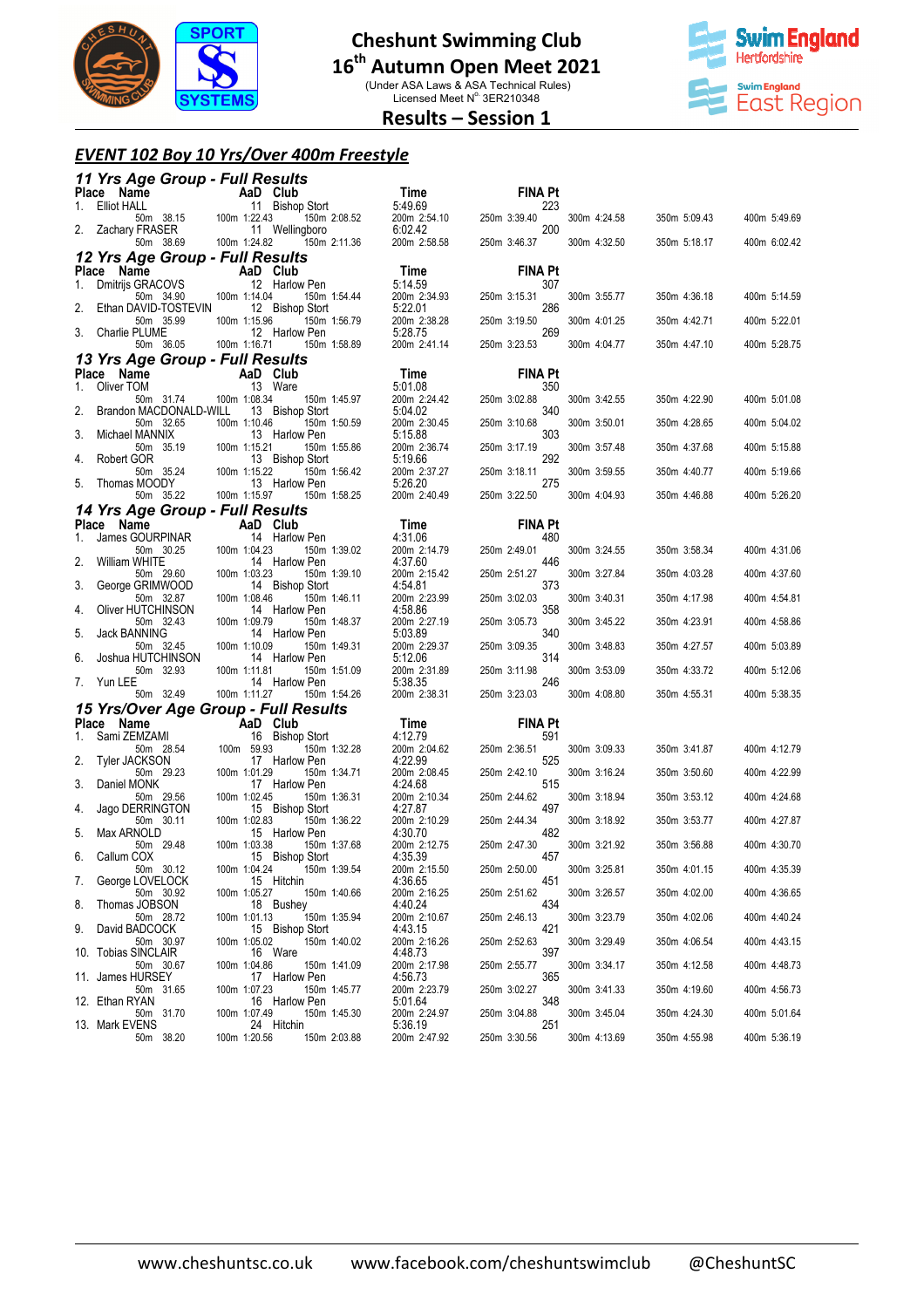# Cheshunt Swimming Club

## 16th Autumn Open Meet 2021

(Under ASA Laws & ASA Technical Rules)
Licensed Meet N° 3ER210348

## Results – Session 1

### EVENT 102 Boy 10 Yrs/Over 400m Freestyle

#### 11 Yrs Age Group - Full Results

| Place | Name | AaD | Club | Time | FINA Pt |
|---|---|---|---|---|---|
| 1. | Elliot HALL | 11 | Bishop Stort | 5:49.69 | 223 |
| | 50m 38.15 | 100m 1:22.43 | 150m 2:08.52 | 200m 2:54.10 | 250m 3:39.40 | 300m 4:24.58 | 350m 5:09.43 | 400m 5:49.69 |
| 2. | Zachary FRASER | 11 | Wellingboro | 6:02.42 | 200 |
| | 50m 38.69 | 100m 1:24.82 | 150m 2:11.36 | 200m 2:58.58 | 250m 3:46.37 | 300m 4:32.50 | 350m 5:18.17 | 400m 6:02.42 |

#### 12 Yrs Age Group - Full Results

| Place | Name | AaD | Club | Time | FINA Pt |
|---|---|---|---|---|---|
| 1. | Dmitrijs GRACOVS | 12 | Harlow Pen | 5:14.59 | 307 |
| | 50m 34.90 | 100m 1:14.04 | 150m 1:54.44 | 200m 2:34.93 | 250m 3:15.31 | 300m 3:55.77 | 350m 4:36.18 | 400m 5:14.59 |
| 2. | Ethan DAVID-TOSTEVIN | 12 | Bishop Stort | 5:22.01 | 286 |
| | 50m 35.99 | 100m 1:15.96 | 150m 1:56.79 | 200m 2:38.28 | 250m 3:19.50 | 300m 4:01.25 | 350m 4:42.71 | 400m 5:22.01 |
| 3. | Charlie PLUME | 12 | Harlow Pen | 5:28.75 | 269 |
| | 50m 36.05 | 100m 1:16.71 | 150m 1:58.89 | 200m 2:41.14 | 250m 3:23.53 | 300m 4:04.77 | 350m 4:47.10 | 400m 5:28.75 |

#### 13 Yrs Age Group - Full Results

| Place | Name | AaD | Club | Time | FINA Pt |
|---|---|---|---|---|---|
| 1. | Oliver TOM | 13 | Ware | 5:01.08 | 350 |
| | 50m 31.74 | 100m 1:08.34 | 150m 1:45.97 | 200m 2:24.42 | 250m 3:02.88 | 300m 3:42.55 | 350m 4:22.90 | 400m 5:01.08 |
| 2. | Brandon MACDONALD-WILL | 13 | Bishop Stort | 5:04.02 | 340 |
| | 50m 32.65 | 100m 1:10.46 | 150m 1:50.59 | 200m 2:30.45 | 250m 3:10.68 | 300m 3:50.01 | 350m 4:28.65 | 400m 5:04.02 |
| 3. | Michael MANNIX | 13 | Harlow Pen | 5:15.88 | 303 |
| | 50m 35.19 | 100m 1:15.21 | 150m 1:55.86 | 200m 2:36.74 | 250m 3:17.19 | 300m 3:57.48 | 350m 4:37.68 | 400m 5:15.88 |
| 4. | Robert GOR | 13 | Bishop Stort | 5:19.66 | 292 |
| | 50m 35.24 | 100m 1:15.22 | 150m 1:56.42 | 200m 2:37.27 | 250m 3:18.11 | 300m 3:59.55 | 350m 4:40.77 | 400m 5:19.66 |
| 5. | Thomas MOODY | 13 | Harlow Pen | 5:26.20 | 275 |
| | 50m 35.22 | 100m 1:15.97 | 150m 1:58.25 | 200m 2:40.49 | 250m 3:22.50 | 300m 4:04.93 | 350m 4:46.88 | 400m 5:26.20 |

#### 14 Yrs Age Group - Full Results

| Place | Name | AaD | Club | Time | FINA Pt |
|---|---|---|---|---|---|
| 1. | James GOURPINAR | 14 | Harlow Pen | 4:31.06 | 480 |
| | 50m 30.25 | 100m 1:04.23 | 150m 1:39.02 | 200m 2:14.79 | 250m 2:49.01 | 300m 3:24.55 | 350m 3:58.34 | 400m 4:31.06 |
| 2. | William WHITE | 14 | Harlow Pen | 4:37.60 | 446 |
| | 50m 29.60 | 100m 1:03.23 | 150m 1:39.10 | 200m 2:15.42 | 250m 2:51.27 | 300m 3:27.84 | 350m 4:03.28 | 400m 4:37.60 |
| 3. | George GRIMWOOD | 14 | Bishop Stort | 4:54.81 | 373 |
| | 50m 32.87 | 100m 1:08.46 | 150m 1:46.11 | 200m 2:23.99 | 250m 3:02.03 | 300m 3:40.31 | 350m 4:17.98 | 400m 4:54.81 |
| 4. | Oliver HUTCHINSON | 14 | Harlow Pen | 4:58.86 | 358 |
| | 50m 32.43 | 100m 1:09.79 | 150m 1:48.37 | 200m 2:27.19 | 250m 3:05.73 | 300m 3:45.22 | 350m 4:23.91 | 400m 4:58.86 |
| 5. | Jack BANNING | 14 | Harlow Pen | 5:03.89 | 340 |
| | 50m 32.45 | 100m 1:10.09 | 150m 1:49.31 | 200m 2:29.37 | 250m 3:09.35 | 300m 3:48.83 | 350m 4:27.57 | 400m 5:03.89 |
| 6. | Joshua HUTCHINSON | 14 | Harlow Pen | 5:12.06 | 314 |
| | 50m 32.93 | 100m 1:11.81 | 150m 1:51.09 | 200m 2:31.89 | 250m 3:11.98 | 300m 3:53.09 | 350m 4:33.72 | 400m 5:12.06 |
| 7. | Yun LEE | 14 | Harlow Pen | 5:38.35 | 246 |
| | 50m 32.49 | 100m 1:11.27 | 150m 1:54.26 | 200m 2:38.31 | 250m 3:23.03 | 300m 4:08.80 | 350m 4:55.31 | 400m 5:38.35 |

#### 15 Yrs/Over Age Group - Full Results

| Place | Name | AaD | Club | Time | FINA Pt |
|---|---|---|---|---|---|
| 1. | Sami ZEMZAMI | 16 | Bishop Stort | 4:12.79 | 591 |
| | 50m 28.54 | 100m 59.93 | 150m 1:32.28 | 200m 2:04.62 | 250m 2:36.51 | 300m 3:09.33 | 350m 3:41.87 | 400m 4:12.79 |
| 2. | Tyler JACKSON | 17 | Harlow Pen | 4:22.99 | 525 |
| | 50m 29.23 | 100m 1:01.29 | 150m 1:34.71 | 200m 2:08.45 | 250m 2:42.10 | 300m 3:16.24 | 350m 3:50.60 | 400m 4:22.99 |
| 3. | Daniel MONK | 17 | Harlow Pen | 4:24.68 | 515 |
| | 50m 29.56 | 100m 1:02.45 | 150m 1:36.31 | 200m 2:10.34 | 250m 2:44.62 | 300m 3:18.94 | 350m 3:53.12 | 400m 4:24.68 |
| 4. | Jago DERRINGTON | 15 | Bishop Stort | 4:27.87 | 497 |
| | 50m 30.11 | 100m 1:02.83 | 150m 1:36.22 | 200m 2:10.29 | 250m 2:44.34 | 300m 3:18.92 | 350m 3:53.77 | 400m 4:27.87 |
| 5. | Max ARNOLD | 15 | Harlow Pen | 4:30.70 | 482 |
| | 50m 29.48 | 100m 1:03.38 | 150m 1:37.68 | 200m 2:12.75 | 250m 2:47.30 | 300m 3:21.92 | 350m 3:56.88 | 400m 4:30.70 |
| 6. | Callum COX | 15 | Bishop Stort | 4:35.39 | 457 |
| | 50m 30.12 | 100m 1:04.24 | 150m 1:39.54 | 200m 2:15.50 | 250m 2:50.00 | 300m 3:25.81 | 350m 4:01.15 | 400m 4:35.39 |
| 7. | George LOVELOCK | 15 | Hitchin | 4:36.65 | 451 |
| | 50m 30.92 | 100m 1:05.27 | 150m 1:40.66 | 200m 2:16.25 | 250m 2:51.62 | 300m 3:26.57 | 350m 4:02.00 | 400m 4:36.65 |
| 8. | Thomas JOBSON | 18 | Bushey | 4:40.24 | 434 |
| | 50m 28.72 | 100m 1:01.13 | 150m 1:35.94 | 200m 2:10.67 | 250m 2:46.13 | 300m 3:23.79 | 350m 4:02.06 | 400m 4:40.24 |
| 9. | David BADCOCK | 15 | Bishop Stort | 4:43.15 | 421 |
| | 50m 30.97 | 100m 1:05.02 | 150m 1:40.02 | 200m 2:16.26 | 250m 2:52.63 | 300m 3:29.49 | 350m 4:06.54 | 400m 4:43.15 |
| 10. | Tobias SINCLAIR | 16 | Ware | 4:48.73 | 397 |
| | 50m 30.67 | 100m 1:04.86 | 150m 1:41.09 | 200m 2:17.98 | 250m 2:55.77 | 300m 3:34.17 | 350m 4:12.58 | 400m 4:48.73 |
| 11. | James HURSEY | 17 | Harlow Pen | 4:56.73 | 365 |
| | 50m 31.65 | 100m 1:07.23 | 150m 1:45.77 | 200m 2:23.79 | 250m 3:02.27 | 300m 3:41.33 | 350m 4:19.60 | 400m 4:56.73 |
| 12. | Ethan RYAN | 16 | Harlow Pen | 5:01.64 | 348 |
| | 50m 31.70 | 100m 1:07.49 | 150m 1:45.30 | 200m 2:24.97 | 250m 3:04.88 | 300m 3:45.04 | 350m 4:24.30 | 400m 5:01.64 |
| 13. | Mark EVENS | 24 | Hitchin | 5:36.19 | 251 |
| | 50m 38.20 | 100m 1:20.56 | 150m 2:03.88 | 200m 2:47.92 | 250m 3:30.56 | 300m 4:13.69 | 350m 4:55.98 | 400m 5:36.19 |

www.cheshuntsc.co.uk www.facebook.com/cheshuntswimclub @CheshuntSC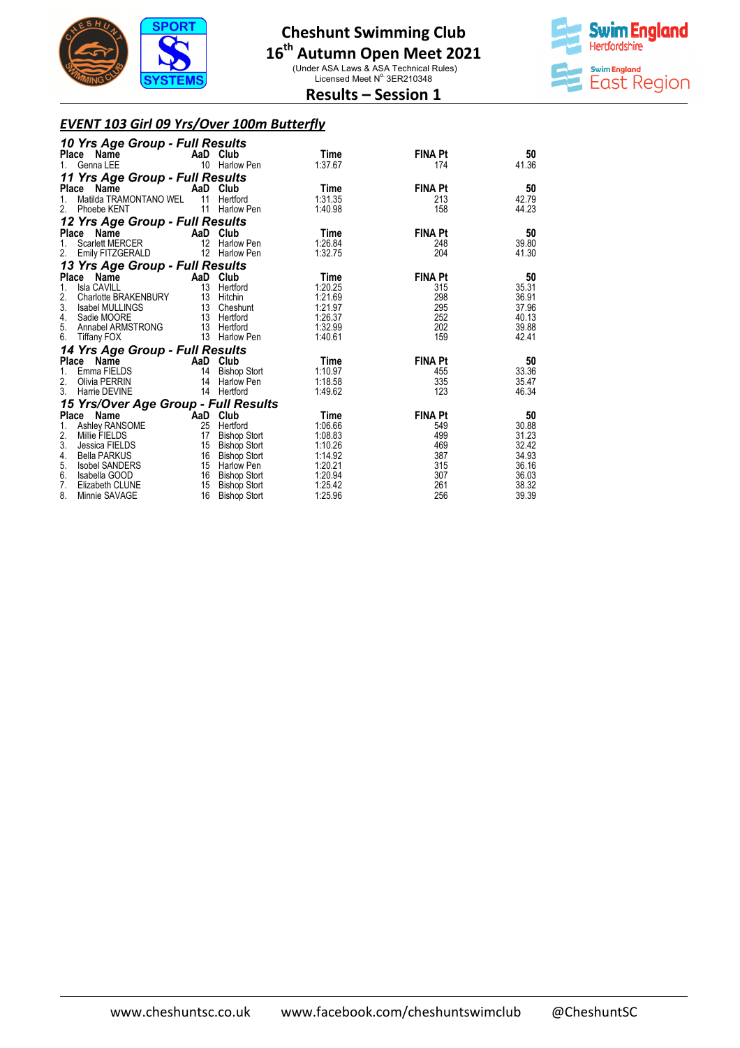# Cheshunt Swimming Club

## 16th Autumn Open Meet 2021

(Under ASA Laws & ASA Technical Rules)
Licensed Meet N° 3ER210348

## Results – Session 1

### *EVENT 103 Girl 09 Yrs/Over 100m Butterfly*

#### *10 Yrs Age Group - Full Results*

| Place | Name | AaD | Club | Time | FINA Pt | 50 |
|---|---|---|---|---|---|---|
| 1. | Genna LEE | 10 | Harlow Pen | 1:37.67 | 174 | 41.36 |

#### *11 Yrs Age Group - Full Results*

| Place | Name | AaD | Club | Time | FINA Pt | 50 |
|---|---|---|---|---|---|---|
| 1. | Matilda TRAMONTANO WEL | 11 | Hertford | 1:31.35 | 213 | 42.79 |
| 2. | Phoebe KENT | 11 | Harlow Pen | 1:40.98 | 158 | 44.23 |

#### *12 Yrs Age Group - Full Results*

| Place | Name | AaD | Club | Time | FINA Pt | 50 |
|---|---|---|---|---|---|---|
| 1. | Scarlett MERCER | 12 | Harlow Pen | 1:26.84 | 248 | 39.80 |
| 2. | Emily FITZGERALD | 12 | Harlow Pen | 1:32.75 | 204 | 41.30 |

#### *13 Yrs Age Group - Full Results*

| Place | Name | AaD | Club | Time | FINA Pt | 50 |
|---|---|---|---|---|---|---|
| 1. | Isla CAVILL | 13 | Hertford | 1:20.25 | 315 | 35.31 |
| 2. | Charlotte BRAKENBURY | 13 | Hitchin | 1:21.69 | 298 | 36.91 |
| 3. | Isabel MULLINGS | 13 | Cheshunt | 1:21.97 | 295 | 37.96 |
| 4. | Sadie MOORE | 13 | Hertford | 1:26.37 | 252 | 40.13 |
| 5. | Annabel ARMSTRONG | 13 | Hertford | 1:32.99 | 202 | 39.88 |
| 6. | Tiffany FOX | 13 | Harlow Pen | 1:40.61 | 159 | 42.41 |

#### *14 Yrs Age Group - Full Results*

| Place | Name | AaD | Club | Time | FINA Pt | 50 |
|---|---|---|---|---|---|---|
| 1. | Emma FIELDS | 14 | Bishop Stort | 1:10.97 | 455 | 33.36 |
| 2. | Olivia PERRIN | 14 | Harlow Pen | 1:18.58 | 335 | 35.47 |
| 3. | Harrie DEVINE | 14 | Hertford | 1:49.62 | 123 | 46.34 |

#### *15 Yrs/Over Age Group - Full Results*

| Place | Name | AaD | Club | Time | FINA Pt | 50 |
|---|---|---|---|---|---|---|
| 1. | Ashley RANSOME | 25 | Hertford | 1:06.66 | 549 | 30.88 |
| 2. | Millie FIELDS | 17 | Bishop Stort | 1:08.83 | 499 | 31.23 |
| 3. | Jessica FIELDS | 15 | Bishop Stort | 1:10.26 | 469 | 32.42 |
| 4. | Bella PARKUS | 16 | Bishop Stort | 1:14.92 | 387 | 34.93 |
| 5. | Isobel SANDERS | 15 | Harlow Pen | 1:20.21 | 315 | 36.16 |
| 6. | Isabella GOOD | 16 | Bishop Stort | 1:20.94 | 307 | 36.03 |
| 7. | Elizabeth CLUNE | 15 | Bishop Stort | 1:25.42 | 261 | 38.32 |
| 8. | Minnie SAVAGE | 16 | Bishop Stort | 1:25.96 | 256 | 39.39 |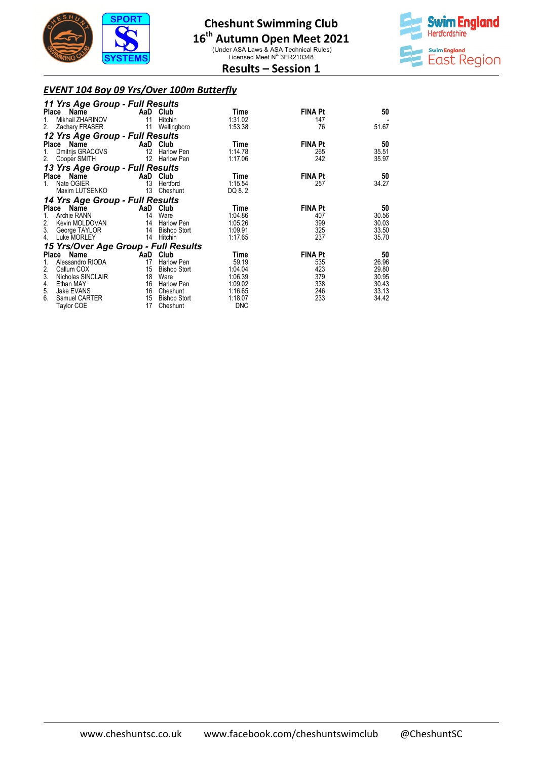# Cheshunt Swimming Club

## 16th Autumn Open Meet 2021

(Under ASA Laws & ASA Technical Rules)
Licensed Meet N° 3ER210348

## Results – Session 1

### *EVENT 104 Boy 09 Yrs/Over 100m Butterfly*

#### *11 Yrs Age Group - Full Results*

| Place | Name | AaD | Club | Time | FINA Pt | 50 |
|---|---|---|---|---|---|---|
| 1. | Mikhail ZHARINOV | 11 | Hitchin | 1:31.02 | 147 | - |
| 2. | Zachary FRASER | 11 | Wellingboro | 1:53.38 | 76 | 51.67 |

#### *12 Yrs Age Group - Full Results*

| Place | Name | AaD | Club | Time | FINA Pt | 50 |
|---|---|---|---|---|---|---|
| 1. | Dmitrijs GRACOVS | 12 | Harlow Pen | 1:14.78 | 265 | 35.51 |
| 2. | Cooper SMITH | 12 | Harlow Pen | 1:17.06 | 242 | 35.97 |

#### *13 Yrs Age Group - Full Results*

| Place | Name | AaD | Club | Time | FINA Pt | 50 |
|---|---|---|---|---|---|---|
| 1. | Nate OGIER | 13 | Hertford | 1:15.54 | 257 | 34.27 |
| | Maxim LUTSENKO | 13 | Cheshunt | DQ 8. 2 | | |

#### *14 Yrs Age Group - Full Results*

| Place | Name | AaD | Club | Time | FINA Pt | 50 |
|---|---|---|---|---|---|---|
| 1. | Archie RANN | 14 | Ware | 1:04.86 | 407 | 30.56 |
| 2. | Kevin MOLDOVAN | 14 | Harlow Pen | 1:05.26 | 399 | 30.03 |
| 3. | George TAYLOR | 14 | Bishop Stort | 1:09.91 | 325 | 33.50 |
| 4. | Luke MORLEY | 14 | Hitchin | 1:17.65 | 237 | 35.70 |

#### *15 Yrs/Over Age Group - Full Results*

| Place | Name | AaD | Club | Time | FINA Pt | 50 |
|---|---|---|---|---|---|---|
| 1. | Alessandro RIODA | 17 | Harlow Pen | 59.19 | 535 | 26.96 |
| 2. | Callum COX | 15 | Bishop Stort | 1:04.04 | 423 | 29.80 |
| 3. | Nicholas SINCLAIR | 18 | Ware | 1:06.39 | 379 | 30.95 |
| 4. | Ethan MAY | 16 | Harlow Pen | 1:09.02 | 338 | 30.43 |
| 5. | Jake EVANS | 16 | Cheshunt | 1:16.65 | 246 | 33.13 |
| 6. | Samuel CARTER | 15 | Bishop Stort | 1:18.07 | 233 | 34.42 |
| | Taylor COE | 17 | Cheshunt | DNC | | |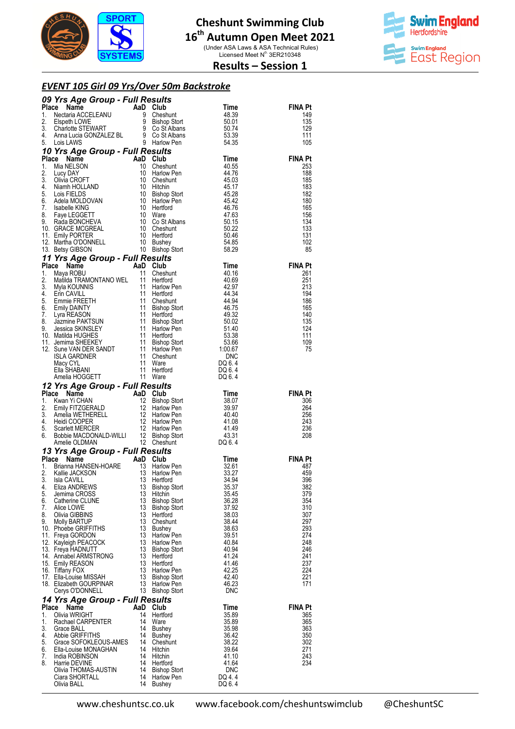# Cheshunt Swimming Club

## 16th Autumn Open Meet 2021

(Under ASA Laws & ASA Technical Rules)
Licensed Meet N° 3ER210348

## Results – Session 1

## *EVENT 105 Girl 09 Yrs/Over 50m Backstroke*

### *09 Yrs Age Group - Full Results*

| Place | Name | AaD | Club | Time | FINA Pt |
|---|---|---|---|---|---|
| 1. | Nectaria ACCELEANU | 9 | Cheshunt | 48.39 | 149 |
| 2. | Elspeth LOWE | 9 | Bishop Stort | 50.01 | 135 |
| 3. | Charlotte STEWART | 9 | Co St Albans | 50.74 | 129 |
| 4. | Anna Lucia GONZALEZ BL | 9 | Co St Albans | 53.39 | 111 |
| 5. | Lois LAWS | 9 | Harlow Pen | 54.35 | 105 |

### *10 Yrs Age Group - Full Results*

| Place | Name | AaD | Club | Time | FINA Pt |
|---|---|---|---|---|---|
| 1. | Mia NELSON | 10 | Cheshunt | 40.55 | 253 |
| 2. | Lucy DAY | 10 | Harlow Pen | 44.76 | 188 |
| 3. | Olivia CROFT | 10 | Cheshunt | 45.03 | 185 |
| 4. | Niamh HOLLAND | 10 | Hitchin | 45.17 | 183 |
| 5. | Lois FIELDS | 10 | Bishop Stort | 45.28 | 182 |
| 6. | Adela MOLDOVAN | 10 | Harlow Pen | 45.42 | 180 |
| 7. | Isabelle KING | 10 | Hertford | 46.76 | 165 |
| 8. | Faye LEGGETT | 10 | Ware | 47.63 | 156 |
| 9. | Rada BONCHEVA | 10 | Co St Albans | 50.15 | 134 |
| 10. | GRACE MCGREAL | 10 | Cheshunt | 50.22 | 133 |
| 11. | Emily PORTER | 10 | Hertford | 50.46 | 131 |
| 12. | Martha O'DONNELL | 10 | Bushey | 54.85 | 102 |
| 13. | Betsy GIBSON | 10 | Bishop Stort | 58.29 | 85 |

### *11 Yrs Age Group - Full Results*

| Place | Name | AaD | Club | Time | FINA Pt |
|---|---|---|---|---|---|
| 1. | Maya ROBU | 11 | Cheshunt | 40.16 | 261 |
| 2. | Matilda TRAMONTANO WEL | 11 | Hertford | 40.69 | 251 |
| 3. | Myla KOUNNIS | 11 | Harlow Pen | 42.97 | 213 |
| 4. | Erin CAVILL | 11 | Hertford | 44.34 | 194 |
| 5. | Emmie FREETH | 11 | Cheshunt | 44.94 | 186 |
| 6. | Emily DAINTY | 11 | Bishop Stort | 46.75 | 165 |
| 7. | Lyra REASON | 11 | Hertford | 49.32 | 140 |
| 8. | Jazmine PAKTSUN | 11 | Bishop Stort | 50.02 | 135 |
| 9. | Jessica SKINSLEY | 11 | Harlow Pen | 51.40 | 124 |
| 10. | Matilda HUGHES | 11 | Hertford | 53.38 | 111 |
| 11. | Jemima SHEEKEY | 11 | Bishop Stort | 53.66 | 109 |
| 12. | Sune VAN DER SANDT | 11 | Harlow Pen | 1:00.67 | 75 |
| | ISLA GARDNER | 11 | Cheshunt | DNC | |
| | Macy CYL | 11 | Ware | DQ 6. 4 | |
| | Ella SHABANI | 11 | Hertford | DQ 6. 4 | |
| | Amelia HOGGETT | 11 | Ware | DQ 6. 4 | |

### *12 Yrs Age Group - Full Results*

| Place | Name | AaD | Club | Time | FINA Pt |
|---|---|---|---|---|---|
| 1. | Kwan Yi CHAN | 12 | Bishop Stort | 38.07 | 306 |
| 2. | Emily FITZGERALD | 12 | Harlow Pen | 39.97 | 264 |
| 3. | Amelia WETHERELL | 12 | Harlow Pen | 40.40 | 256 |
| 4. | Heidi COOPER | 12 | Harlow Pen | 41.08 | 243 |
| 5. | Scarlett MERCER | 12 | Harlow Pen | 41.49 | 236 |
| 6. | Bobbie MACDONALD-WILLI | 12 | Bishop Stort | 43.31 | 208 |
| | Amelie OLDMAN | 12 | Cheshunt | DQ 6. 4 | |

### *13 Yrs Age Group - Full Results*

| Place | Name | AaD | Club | Time | FINA Pt |
|---|---|---|---|---|---|
| 1. | Brianna HANSEN-HOARE | 13 | Harlow Pen | 32.61 | 487 |
| 2. | Kallie JACKSON | 13 | Harlow Pen | 33.27 | 459 |
| 3. | Isla CAVILL | 13 | Hertford | 34.94 | 396 |
| 4. | Eliza ANDREWS | 13 | Bishop Stort | 35.37 | 382 |
| 5. | Jemima CROSS | 13 | Hitchin | 35.45 | 379 |
| 6. | Catherine CLUNE | 13 | Bishop Stort | 36.28 | 354 |
| 7. | Alice LOWE | 13 | Bishop Stort | 37.92 | 310 |
| 8. | Olivia GIBBINS | 13 | Hertford | 38.03 | 307 |
| 9. | Molly BARTUP | 13 | Cheshunt | 38.44 | 297 |
| 10. | Phoebe GRIFFITHS | 13 | Bushey | 38.63 | 293 |
| 11. | Freya GORDON | 13 | Harlow Pen | 39.51 | 274 |
| 12. | Kayleigh PEACOCK | 13 | Harlow Pen | 40.84 | 248 |
| 13. | Freya HADNUTT | 13 | Bishop Stort | 40.94 | 246 |
| 14. | Annabel ARMSTRONG | 13 | Hertford | 41.24 | 241 |
| 15. | Emily REASON | 13 | Hertford | 41.46 | 237 |
| 16. | Tiffany FOX | 13 | Harlow Pen | 42.25 | 224 |
| 17. | Ella-Louise MISSAH | 13 | Bishop Stort | 42.40 | 221 |
| 18. | Elizabeth GOURPINAR | 13 | Harlow Pen | 46.23 | 171 |
| | Cerys O'DONNELL | 13 | Bishop Stort | DNC | |

### *14 Yrs Age Group - Full Results*

| Place | Name | AaD | Club | Time | FINA Pt |
|---|---|---|---|---|---|
| 1. | Olivia WRIGHT | 14 | Hertford | 35.89 | 365 |
| 1. | Rachael CARPENTER | 14 | Ware | 35.89 | 365 |
| 3. | Grace BALL | 14 | Bushey | 35.98 | 363 |
| 4. | Abbie GRIFFITHS | 14 | Bushey | 36.42 | 350 |
| 5. | Grace SOFOKLEOUS-AMES | 14 | Cheshunt | 38.22 | 302 |
| 6. | Ella-Louise MONAGHAN | 14 | Hitchin | 39.64 | 271 |
| 7. | India ROBINSON | 14 | Hitchin | 41.10 | 243 |
| 8. | Harrie DEVINE | 14 | Hertford | 41.64 | 234 |
| | Olivia THOMAS-AUSTIN | 14 | Bishop Stort | DNC | |
| | Ciara SHORTALL | 14 | Harlow Pen | DQ 4. 4 | |
| | Olivia BALL | 14 | Bushey | DQ 6. 4 | |

www.cheshuntsc.co.uk www.facebook.com/cheshuntswimclub @CheshuntSC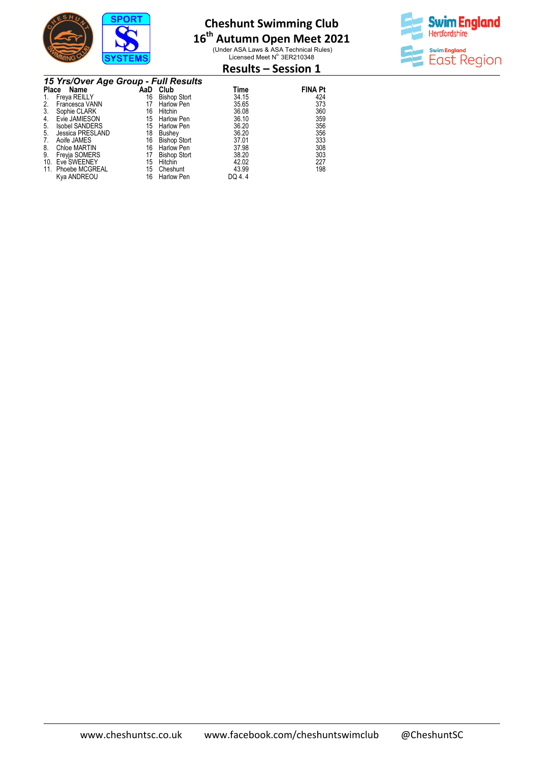# Cheshunt Swimming Club
## 16th Autumn Open Meet 2021
(Under ASA Laws & ASA Technical Rules)
Licensed Meet N° 3ER210348

## Results – Session 1

### *15 Yrs/Over Age Group - Full Results*

| Place | Name | AaD | Club | Time | FINA Pt |
|---|---|---|---|---|---|
| 1. | Freya REILLY | 16 | Bishop Stort | 34.15 | 424 |
| 2. | Francesca VANN | 17 | Harlow Pen | 35.65 | 373 |
| 3. | Sophie CLARK | 16 | Hitchin | 36.08 | 360 |
| 4. | Evie JAMIESON | 15 | Harlow Pen | 36.10 | 359 |
| 5. | Isobel SANDERS | 15 | Harlow Pen | 36.20 | 356 |
| 5. | Jessica PRESLAND | 18 | Bushey | 36.20 | 356 |
| 7. | Aoife JAMES | 16 | Bishop Stort | 37.01 | 333 |
| 8. | Chloe MARTIN | 16 | Harlow Pen | 37.98 | 308 |
| 9. | Freyja SOMERS | 17 | Bishop Stort | 38.20 | 303 |
| 10. | Eve SWEENEY | 15 | Hitchin | 42.02 | 227 |
| 11. | Phoebe MCGREAL | 15 | Cheshunt | 43.99 | 198 |
| | Kya ANDREOU | 16 | Harlow Pen | DQ 4. 4 | |

www.cheshuntsc.co.uk www.facebook.com/cheshuntswimclub @CheshuntSC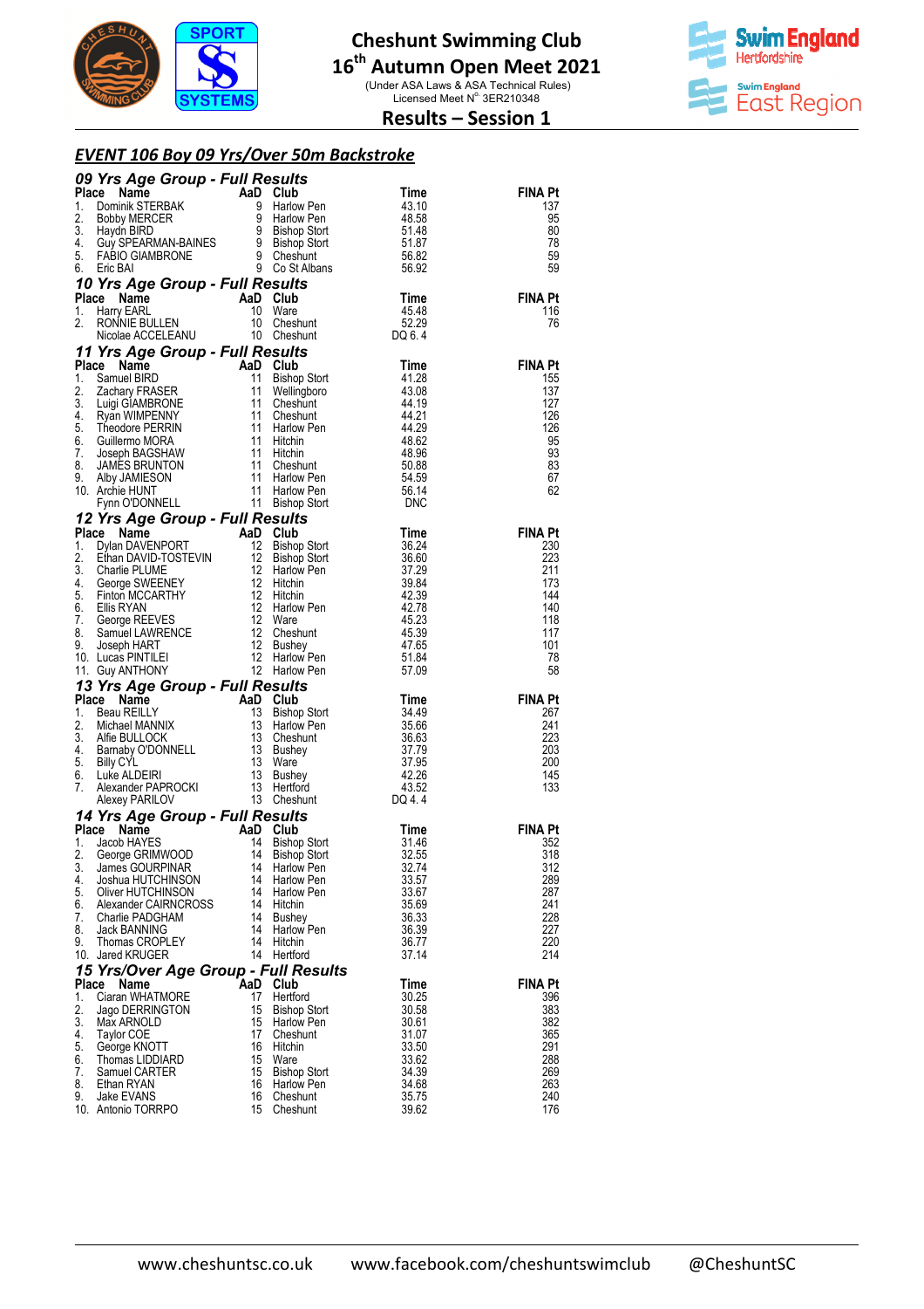# Cheshunt Swimming Club

## 16th Autumn Open Meet 2021

(Under ASA Laws & ASA Technical Rules)
Licensed Meet N° 3ER210348

## Results – Session 1

### *EVENT 106 Boy 09 Yrs/Over 50m Backstroke*

#### *09 Yrs Age Group - Full Results*

| Place | Name | AaD | Club | Time | FINA Pt |
|---|---|---|---|---|---|
| 1. | Dominik STERBAK | 9 | Harlow Pen | 43.10 | 137 |
| 2. | Bobby MERCER | 9 | Harlow Pen | 48.58 | 95 |
| 3. | Haydn BIRD | 9 | Bishop Stort | 51.48 | 80 |
| 4. | Guy SPEARMAN-BAINES | 9 | Bishop Stort | 51.87 | 78 |
| 5. | FABIO GIAMBRONE | 9 | Cheshunt | 56.82 | 59 |
| 6. | Eric BAI | 9 | Co St Albans | 56.92 | 59 |

#### *10 Yrs Age Group - Full Results*

| Place | Name | AaD | Club | Time | FINA Pt |
|---|---|---|---|---|---|
| 1. | Harry EARL | 10 | Ware | 45.48 | 116 |
| 2. | RONNIE BULLEN | 10 | Cheshunt | 52.29 | 76 |
| | Nicolae ACCELEANU | 10 | Cheshunt | DQ 6. 4 | |

#### *11 Yrs Age Group - Full Results*

| Place | Name | AaD | Club | Time | FINA Pt |
|---|---|---|---|---|---|
| 1. | Samuel BIRD | 11 | Bishop Stort | 41.28 | 155 |
| 2. | Zachary FRASER | 11 | Wellingboro | 43.08 | 137 |
| 3. | Luigi GIAMBRONE | 11 | Cheshunt | 44.19 | 127 |
| 4. | Ryan WIMPENNY | 11 | Cheshunt | 44.21 | 126 |
| 5. | Theodore PERRIN | 11 | Harlow Pen | 44.29 | 126 |
| 6. | Guillermo MORA | 11 | Hitchin | 48.62 | 95 |
| 7. | Joseph BAGSHAW | 11 | Hitchin | 48.96 | 93 |
| 8. | JAMES BRUNTON | 11 | Cheshunt | 50.88 | 83 |
| 9. | Alby JAMIESON | 11 | Harlow Pen | 54.59 | 67 |
| 10. | Archie HUNT | 11 | Harlow Pen | 56.14 | 62 |
| | Fynn O'DONNELL | 11 | Bishop Stort | DNC | |

#### *12 Yrs Age Group - Full Results*

| Place | Name | AaD | Club | Time | FINA Pt |
|---|---|---|---|---|---|
| 1. | Dylan DAVENPORT | 12 | Bishop Stort | 36.24 | 230 |
| 2. | Ethan DAVID-TOSTEVIN | 12 | Bishop Stort | 36.60 | 223 |
| 3. | Charlie PLUME | 12 | Harlow Pen | 37.29 | 211 |
| 4. | George SWEENEY | 12 | Hitchin | 39.84 | 173 |
| 5. | Finton MCCARTHY | 12 | Hitchin | 42.39 | 144 |
| 6. | Ellis RYAN | 12 | Harlow Pen | 42.78 | 140 |
| 7. | George REEVES | 12 | Ware | 45.23 | 118 |
| 8. | Samuel LAWRENCE | 12 | Cheshunt | 45.39 | 117 |
| 9. | Joseph HART | 12 | Bushey | 47.65 | 101 |
| 10. | Lucas PINTILEI | 12 | Harlow Pen | 51.84 | 78 |
| 11. | Guy ANTHONY | 12 | Harlow Pen | 57.09 | 58 |

#### *13 Yrs Age Group - Full Results*

| Place | Name | AaD | Club | Time | FINA Pt |
|---|---|---|---|---|---|
| 1. | Beau REILLY | 13 | Bishop Stort | 34.49 | 267 |
| 2. | Michael MANNIX | 13 | Harlow Pen | 35.66 | 241 |
| 3. | Alfie BULLOCK | 13 | Cheshunt | 36.63 | 223 |
| 4. | Barnaby O'DONNELL | 13 | Bushey | 37.79 | 203 |
| 5. | Billy CYL | 13 | Ware | 37.95 | 200 |
| 6. | Luke ALDEIRI | 13 | Bushey | 42.26 | 145 |
| 7. | Alexander PAPROCKI | 13 | Hertford | 43.52 | 133 |
| | Alexey PARILOV | 13 | Cheshunt | DQ 4. 4 | |

#### *14 Yrs Age Group - Full Results*

| Place | Name | AaD | Club | Time | FINA Pt |
|---|---|---|---|---|---|
| 1. | Jacob HAYES | 14 | Bishop Stort | 31.46 | 352 |
| 2. | George GRIMWOOD | 14 | Bishop Stort | 32.55 | 318 |
| 3. | James GOURPINAR | 14 | Harlow Pen | 32.74 | 312 |
| 4. | Joshua HUTCHINSON | 14 | Harlow Pen | 33.57 | 289 |
| 5. | Oliver HUTCHINSON | 14 | Harlow Pen | 33.67 | 287 |
| 6. | Alexander CAIRNCROSS | 14 | Hitchin | 35.69 | 241 |
| 7. | Charlie PADGHAM | 14 | Bushey | 36.33 | 228 |
| 8. | Jack BANNING | 14 | Harlow Pen | 36.39 | 227 |
| 9. | Thomas CROPLEY | 14 | Hitchin | 36.77 | 220 |
| 10. | Jared KRUGER | 14 | Hertford | 37.14 | 214 |

#### *15 Yrs/Over Age Group - Full Results*

| Place | Name | AaD | Club | Time | FINA Pt |
|---|---|---|---|---|---|
| 1. | Ciaran WHATMORE | 17 | Hertford | 30.25 | 396 |
| 2. | Jago DERRINGTON | 15 | Bishop Stort | 30.58 | 383 |
| 3. | Max ARNOLD | 15 | Harlow Pen | 30.61 | 382 |
| 4. | Taylor COE | 17 | Cheshunt | 31.07 | 365 |
| 5. | George KNOTT | 16 | Hitchin | 33.50 | 291 |
| 6. | Thomas LIDDIARD | 15 | Ware | 33.62 | 288 |
| 7. | Samuel CARTER | 15 | Bishop Stort | 34.39 | 269 |
| 8. | Ethan RYAN | 16 | Harlow Pen | 34.68 | 263 |
| 9. | Jake EVANS | 16 | Cheshunt | 35.75 | 240 |
| 10. | Antonio TORRPO | 15 | Cheshunt | 39.62 | 176 |

www.cheshuntsc.co.uk www.facebook.com/cheshuntswimclub @CheshuntSC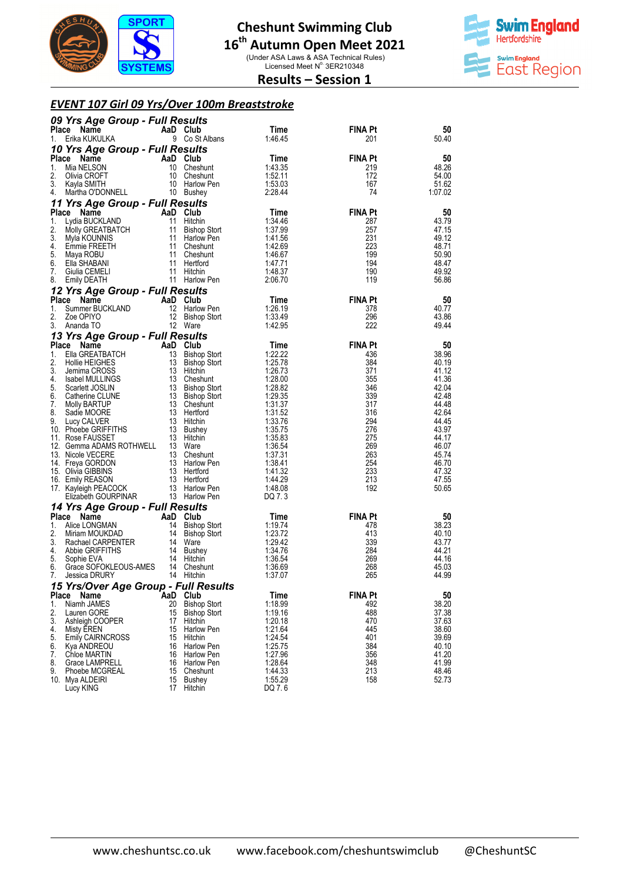# Cheshunt Swimming Club

## 16th Autumn Open Meet 2021

(Under ASA Laws & ASA Technical Rules)
Licensed Meet N° 3ER210348

## Results – Session 1

### EVENT 107 Girl 09 Yrs/Over 100m Breaststroke

#### 09 Yrs Age Group - Full Results

| Place | Name | AaD | Club | Time | FINA Pt | 50 |
|---|---|---|---|---|---|---|
| 1. | Erika KUKULKA | 9 | Co St Albans | 1:46.45 | 201 | 50.40 |

#### 10 Yrs Age Group - Full Results

| Place | Name | AaD | Club | Time | FINA Pt | 50 |
|---|---|---|---|---|---|---|
| 1. | Mia NELSON | 10 | Cheshunt | 1:43.35 | 219 | 48.26 |
| 2. | Olivia CROFT | 10 | Cheshunt | 1:52.11 | 172 | 54.00 |
| 3. | Kayla SMITH | 10 | Harlow Pen | 1:53.03 | 167 | 51.62 |
| 4. | Martha O'DONNELL | 10 | Bushey | 2:28.44 | 74 | 1:07.02 |

#### 11 Yrs Age Group - Full Results

| Place | Name | AaD | Club | Time | FINA Pt | 50 |
|---|---|---|---|---|---|---|
| 1. | Lydia BUCKLAND | 11 | Hitchin | 1:34.46 | 287 | 43.79 |
| 2. | Molly GREATBATCH | 11 | Bishop Stort | 1:37.99 | 257 | 47.15 |
| 3. | Myla KOUNNIS | 11 | Harlow Pen | 1:41.56 | 231 | 49.12 |
| 4. | Emmie FREETH | 11 | Cheshunt | 1:42.69 | 223 | 48.71 |
| 5. | Maya ROBU | 11 | Cheshunt | 1:46.67 | 199 | 50.90 |
| 6. | Ella SHABANI | 11 | Hertford | 1:47.71 | 194 | 48.47 |
| 7. | Giulia CEMELI | 11 | Hitchin | 1:48.37 | 190 | 49.92 |
| 8. | Emily DEATH | 11 | Harlow Pen | 2:06.70 | 119 | 56.86 |

#### 12 Yrs Age Group - Full Results

| Place | Name | AaD | Club | Time | FINA Pt | 50 |
|---|---|---|---|---|---|---|
| 1. | Summer BUCKLAND | 12 | Harlow Pen | 1:26.19 | 378 | 40.77 |
| 2. | Zoe OPIYO | 12 | Bishop Stort | 1:33.49 | 296 | 43.86 |
| 3. | Ananda TO | 12 | Ware | 1:42.95 | 222 | 49.44 |

#### 13 Yrs Age Group - Full Results

| Place | Name | AaD | Club | Time | FINA Pt | 50 |
|---|---|---|---|---|---|---|
| 1. | Ella GREATBATCH | 13 | Bishop Stort | 1:22.22 | 436 | 38.96 |
| 2. | Hollie HEIGHES | 13 | Bishop Stort | 1:25.78 | 384 | 40.19 |
| 3. | Jemima CROSS | 13 | Hitchin | 1:26.73 | 371 | 41.12 |
| 4. | Isabel MULLINGS | 13 | Cheshunt | 1:28.00 | 355 | 41.36 |
| 5. | Scarlett JOSLIN | 13 | Bishop Stort | 1:28.82 | 346 | 42.04 |
| 6. | Catherine CLUNE | 13 | Bishop Stort | 1:29.35 | 339 | 42.48 |
| 7. | Molly BARTUP | 13 | Cheshunt | 1:31.37 | 317 | 44.48 |
| 8. | Sadie MOORE | 13 | Hertford | 1:31.52 | 316 | 42.64 |
| 9. | Lucy CALVER | 13 | Hitchin | 1:33.76 | 294 | 44.45 |
| 10. | Phoebe GRIFFITHS | 13 | Bushey | 1:35.75 | 276 | 43.97 |
| 11. | Rose FAUSSET | 13 | Hitchin | 1:35.83 | 275 | 44.17 |
| 12. | Gemma ADAMS ROTHWELL | 13 | Ware | 1:36.54 | 269 | 46.07 |
| 13. | Nicole VECERE | 13 | Cheshunt | 1:37.31 | 263 | 45.74 |
| 14. | Freya GORDON | 13 | Harlow Pen | 1:38.41 | 254 | 46.70 |
| 15. | Olivia GIBBINS | 13 | Hertford | 1:41.32 | 233 | 47.32 |
| 16. | Emily REASON | 13 | Hertford | 1:44.29 | 213 | 47.55 |
| 17. | Kayleigh PEACOCK | 13 | Harlow Pen | 1:48.08 | 192 | 50.65 |
| | Elizabeth GOURPINAR | 13 | Harlow Pen | DQ 7. 3 | | |

#### 14 Yrs Age Group - Full Results

| Place | Name | AaD | Club | Time | FINA Pt | 50 |
|---|---|---|---|---|---|---|
| 1. | Alice LONGMAN | 14 | Bishop Stort | 1:19.74 | 478 | 38.23 |
| 2. | Miriam MOUKDAD | 14 | Bishop Stort | 1:23.72 | 413 | 40.10 |
| 3. | Rachael CARPENTER | 14 | Ware | 1:29.42 | 339 | 43.77 |
| 4. | Abbie GRIFFITHS | 14 | Bushey | 1:34.76 | 284 | 44.21 |
| 5. | Sophie EVA | 14 | Hitchin | 1:36.54 | 269 | 44.16 |
| 6. | Grace SOFOKLEOUS-AMES | 14 | Cheshunt | 1:36.69 | 268 | 45.03 |
| 7. | Jessica DRURY | 14 | Hitchin | 1:37.07 | 265 | 44.99 |

#### 15 Yrs/Over Age Group - Full Results

| Place | Name | AaD | Club | Time | FINA Pt | 50 |
|---|---|---|---|---|---|---|
| 1. | Niamh JAMES | 20 | Bishop Stort | 1:18.99 | 492 | 38.20 |
| 2. | Lauren GORE | 15 | Bishop Stort | 1:19.16 | 488 | 37.38 |
| 3. | Ashleigh COOPER | 17 | Hitchin | 1:20.18 | 470 | 37.63 |
| 4. | Misty EREN | 15 | Harlow Pen | 1:21.64 | 445 | 38.60 |
| 5. | Emily CAIRNCROSS | 15 | Hitchin | 1:24.54 | 401 | 39.69 |
| 6. | Kya ANDREOU | 16 | Harlow Pen | 1:25.75 | 384 | 40.10 |
| 7. | Chloe MARTIN | 16 | Harlow Pen | 1:27.96 | 356 | 41.20 |
| 8. | Grace LAMPRELL | 16 | Harlow Pen | 1:28.64 | 348 | 41.99 |
| 9. | Phoebe MCGREAL | 15 | Cheshunt | 1:44.33 | 213 | 48.46 |
| 10. | Mya ALDEIRI | 15 | Bushey | 1:55.29 | 158 | 52.73 |
| | Lucy KING | 17 | Hitchin | DQ 7. 6 | | |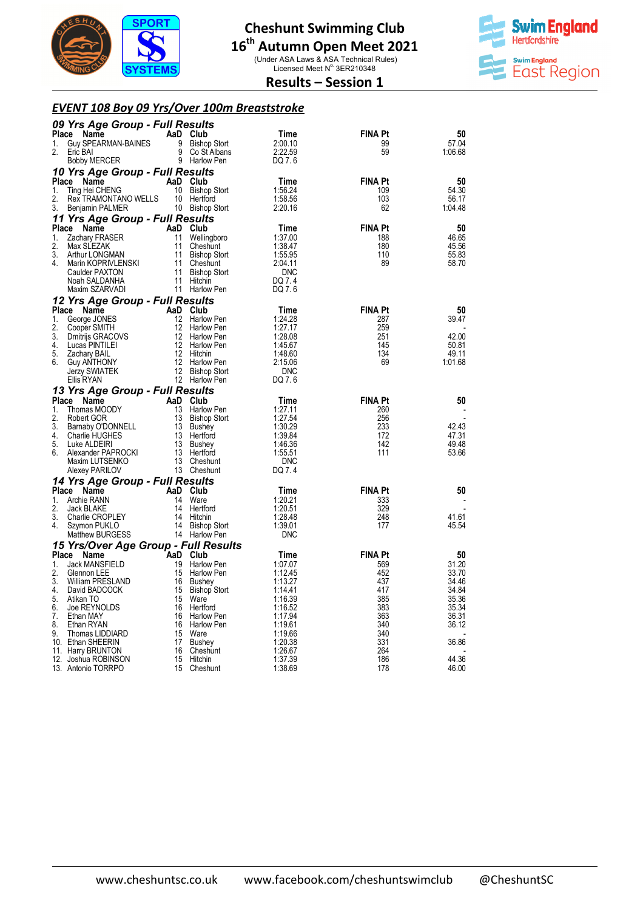# Cheshunt Swimming Club
## 16th Autumn Open Meet 2021

(Under ASA Laws & ASA Technical Rules)
Licensed Meet N° 3ER210348

## Results – Session 1

### EVENT 108 Boy 09 Yrs/Over 100m Breaststroke

#### 09 Yrs Age Group - Full Results

| Place | Name | AaD | Club | Time | FINA Pt | 50 |
|---|---|---|---|---|---|---|
| 1. | Guy SPEARMAN-BAINES | 9 | Bishop Stort | 2:00.10 | 99 | 57.04 |
| 2. | Eric BAI | 9 | Co St Albans | 2:22.59 | 59 | 1:06.68 |
| | Bobby MERCER | 9 | Harlow Pen | DQ 7. 6 | | |

#### 10 Yrs Age Group - Full Results

| Place | Name | AaD | Club | Time | FINA Pt | 50 |
|---|---|---|---|---|---|---|
| 1. | Ting Hei CHENG | 10 | Bishop Stort | 1:56.24 | 109 | 54.30 |
| 2. | Rex TRAMONTANO WELLS | 10 | Hertford | 1:58.56 | 103 | 56.17 |
| 3. | Benjamin PALMER | 10 | Bishop Stort | 2:20.16 | 62 | 1:04.48 |

#### 11 Yrs Age Group - Full Results

| Place | Name | AaD | Club | Time | FINA Pt | 50 |
|---|---|---|---|---|---|---|
| 1. | Zachary FRASER | 11 | Wellingboro | 1:37.00 | 188 | 46.65 |
| 2. | Max SLEZAK | 11 | Cheshunt | 1:38.47 | 180 | 45.56 |
| 3. | Arthur LONGMAN | 11 | Bishop Stort | 1:55.95 | 110 | 55.83 |
| 4. | Marin KOPRIVLENSKI | 11 | Cheshunt | 2:04.11 | 89 | 58.70 |
| | Caulder PAXTON | 11 | Bishop Stort | DNC | | |
| | Noah SALDANHA | 11 | Hitchin | DQ 7. 4 | | |
| | Maxim SZARVADI | 11 | Harlow Pen | DQ 7. 6 | | |

#### 12 Yrs Age Group - Full Results

| Place | Name | AaD | Club | Time | FINA Pt | 50 |
|---|---|---|---|---|---|---|
| 1. | George JONES | 12 | Harlow Pen | 1:24.28 | 287 | 39.47 |
| 2. | Cooper SMITH | 12 | Harlow Pen | 1:27.17 | 259 | - |
| 3. | Dmitrijs GRACOVS | 12 | Harlow Pen | 1:28.08 | 251 | 42.00 |
| 4. | Lucas PINTILEI | 12 | Harlow Pen | 1:45.67 | 145 | 50.81 |
| 5. | Zachary BAIL | 12 | Hitchin | 1:48.60 | 134 | 49.11 |
| 6. | Guy ANTHONY | 12 | Harlow Pen | 2:15.06 | 69 | 1:01.68 |
| | Jerzy SWIATEK | 12 | Bishop Stort | DNC | | |
| | Ellis RYAN | 12 | Harlow Pen | DQ 7. 6 | | |

#### 13 Yrs Age Group - Full Results

| Place | Name | AaD | Club | Time | FINA Pt | 50 |
|---|---|---|---|---|---|---|
| 1. | Thomas MOODY | 13 | Harlow Pen | 1:27.11 | 260 | - |
| 2. | Robert GOR | 13 | Bishop Stort | 1:27.54 | 256 | - |
| 3. | Barnaby O'DONNELL | 13 | Bushey | 1:30.29 | 233 | 42.43 |
| 4. | Charlie HUGHES | 13 | Hertford | 1:39.84 | 172 | 47.31 |
| 5. | Luke ALDEIRI | 13 | Bushey | 1:46.36 | 142 | 49.48 |
| 6. | Alexander PAPROCKI | 13 | Hertford | 1:55.51 | 111 | 53.66 |
| | Maxim LUTSENKO | 13 | Cheshunt | DNC | | |
| | Alexey PARILOV | 13 | Cheshunt | DQ 7. 4 | | |

#### 14 Yrs Age Group - Full Results

| Place | Name | AaD | Club | Time | FINA Pt | 50 |
|---|---|---|---|---|---|---|
| 1. | Archie RANN | 14 | Ware | 1:20.21 | 333 | - |
| 2. | Jack BLAKE | 14 | Hertford | 1:20.51 | 329 | - |
| 3. | Charlie CROPLEY | 14 | Hitchin | 1:28.48 | 248 | 41.61 |
| 4. | Szymon PUKLO | 14 | Bishop Stort | 1:39.01 | 177 | 45.54 |
| | Matthew BURGESS | 14 | Harlow Pen | DNC | | |

#### 15 Yrs/Over Age Group - Full Results

| Place | Name | AaD | Club | Time | FINA Pt | 50 |
|---|---|---|---|---|---|---|
| 1. | Jack MANSFIELD | 19 | Harlow Pen | 1:07.07 | 569 | 31.20 |
| 2. | Glennon LEE | 15 | Harlow Pen | 1:12.45 | 452 | 33.70 |
| 3. | William PRESLAND | 16 | Bushey | 1:13.27 | 437 | 34.46 |
| 4. | David BADCOCK | 15 | Bishop Stort | 1:14.41 | 417 | 34.84 |
| 5. | Atikan TO | 15 | Ware | 1:16.39 | 385 | 35.36 |
| 6. | Joe REYNOLDS | 16 | Hertford | 1:16.52 | 383 | 35.34 |
| 7. | Ethan MAY | 16 | Harlow Pen | 1:17.94 | 363 | 36.31 |
| 8. | Ethan RYAN | 16 | Harlow Pen | 1:19.61 | 340 | 36.12 |
| 9. | Thomas LIDDIARD | 15 | Ware | 1:19.66 | 340 | - |
| 10. | Ethan SHEERIN | 17 | Bushey | 1:20.38 | 331 | 36.86 |
| 11. | Harry BRUNTON | 16 | Cheshunt | 1:26.67 | 264 | - |
| 12. | Joshua ROBINSON | 15 | Hitchin | 1:37.39 | 186 | 44.36 |
| 13. | Antonio TORRPO | 15 | Cheshunt | 1:38.69 | 178 | 46.00 |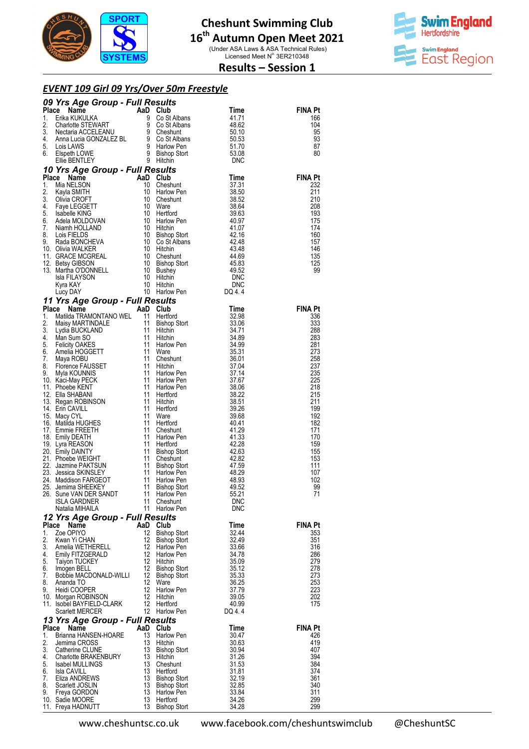# Cheshunt Swimming Club

## 16th Autumn Open Meet 2021

(Under ASA Laws & ASA Technical Rules)
Licensed Meet N° 3ER210348

## Results – Session 1

### EVENT 109 Girl 09 Yrs/Over 50m Freestyle

#### 09 Yrs Age Group - Full Results

| Place | Name | AaD | Club | Time | FINA Pt |
|---|---|---|---|---|---|
| 1. | Erika KUKULKA | 9 | Co St Albans | 41.71 | 166 |
| 2. | Charlotte STEWART | 9 | Co St Albans | 48.62 | 104 |
| 3. | Nectaria ACCELEANU | 9 | Cheshunt | 50.10 | 95 |
| 4. | Anna Lucia GONZALEZ BL | 9 | Co St Albans | 50.53 | 93 |
| 5. | Lois LAWS | 9 | Harlow Pen | 51.70 | 87 |
| 6. | Elspeth LOWE | 9 | Bishop Stort | 53.08 | 80 |
| | Ellie BENTLEY | 9 | Hitchin | DNC | |

#### 10 Yrs Age Group - Full Results

| Place | Name | AaD | Club | Time | FINA Pt |
|---|---|---|---|---|---|
| 1. | Mia NELSON | 10 | Cheshunt | 37.31 | 232 |
| 2. | Kayla SMITH | 10 | Harlow Pen | 38.50 | 211 |
| 3. | Olivia CROFT | 10 | Cheshunt | 38.52 | 210 |
| 4. | Faye LEGGETT | 10 | Ware | 38.64 | 208 |
| 5. | Isabelle KING | 10 | Hertford | 39.63 | 193 |
| 6. | Adela MOLDOVAN | 10 | Harlow Pen | 40.97 | 175 |
| 7. | Niamh HOLLAND | 10 | Hitchin | 41.07 | 174 |
| 8. | Lois FIELDS | 10 | Bishop Stort | 42.16 | 160 |
| 9. | Rada BONCHEVA | 10 | Co St Albans | 42.48 | 157 |
| 10. | Olivia WALKER | 10 | Hitchin | 43.48 | 146 |
| 11. | GRACE MCGREAL | 10 | Cheshunt | 44.69 | 135 |
| 12. | Betsy GIBSON | 10 | Bishop Stort | 45.83 | 125 |
| 13. | Martha O'DONNELL | 10 | Bushey | 49.52 | 99 |
| | Isla FILAYSON | 10 | Hitchin | DNC | |
| | Kyra KAY | 10 | Hitchin | DNC | |
| | Lucy DAY | 10 | Harlow Pen | DQ 4. 4 | |

#### 11 Yrs Age Group - Full Results

| Place | Name | AaD | Club | Time | FINA Pt |
|---|---|---|---|---|---|
| 1. | Matilda TRAMONTANO WEL | 11 | Hertford | 32.98 | 336 |
| 2. | Maisy MARTINDALE | 11 | Bishop Stort | 33.06 | 333 |
| 3. | Lydia BUCKLAND | 11 | Hitchin | 34.71 | 288 |
| 4. | Man Sum SO | 11 | Hitchin | 34.89 | 283 |
| 5. | Felicity OAKES | 11 | Harlow Pen | 34.99 | 281 |
| 6. | Amelia HOGGETT | 11 | Ware | 35.31 | 273 |
| 7. | Maya ROBU | 11 | Cheshunt | 36.01 | 258 |
| 8. | Florence FAUSSET | 11 | Hitchin | 37.04 | 237 |
| 9. | Myla KOUNNIS | 11 | Harlow Pen | 37.14 | 235 |
| 10. | Kaci-May PECK | 11 | Harlow Pen | 37.67 | 225 |
| 11. | Phoebe KENT | 11 | Harlow Pen | 38.06 | 218 |
| 12. | Ella SHABANI | 11 | Hertford | 38.22 | 215 |
| 13. | Regan ROBINSON | 11 | Hitchin | 38.51 | 211 |
| 14. | Erin CAVILL | 11 | Hertford | 39.26 | 199 |
| 15. | Macy CYL | 11 | Ware | 39.68 | 192 |
| 16. | Matilda HUGHES | 11 | Hertford | 40.41 | 182 |
| 17. | Emmie FREETH | 11 | Cheshunt | 41.29 | 171 |
| 18. | Emily DEATH | 11 | Harlow Pen | 41.33 | 170 |
| 19. | Lyra REASON | 11 | Hertford | 42.28 | 159 |
| 20. | Emily DAINTY | 11 | Bishop Stort | 42.63 | 155 |
| 21. | Phoebe WEIGHT | 11 | Cheshunt | 42.82 | 153 |
| 22. | Jazmine PAKTSUN | 11 | Bishop Stort | 47.59 | 111 |
| 23. | Jessica SKINSLEY | 11 | Harlow Pen | 48.29 | 107 |
| 24. | Maddison FARGEOT | 11 | Harlow Pen | 48.93 | 102 |
| 25. | Jemima SHEEKEY | 11 | Bishop Stort | 49.52 | 99 |
| 26. | Sune VAN DER SANDT | 11 | Harlow Pen | 55.21 | 71 |
| | ISLA GARDNER | 11 | Cheshunt | DNC | |
| | Natalia MIHAILA | 11 | Harlow Pen | DNC | |

#### 12 Yrs Age Group - Full Results

| Place | Name | AaD | Club | Time | FINA Pt |
|---|---|---|---|---|---|
| 1. | Zoe OPIYO | 12 | Bishop Stort | 32.44 | 353 |
| 2. | Kwan Yi CHAN | 12 | Bishop Stort | 32.49 | 351 |
| 3. | Amelia WETHERELL | 12 | Harlow Pen | 33.66 | 316 |
| 4. | Emily FITZGERALD | 12 | Harlow Pen | 34.78 | 286 |
| 5. | Taiyon TUCKEY | 12 | Hitchin | 35.09 | 279 |
| 6. | Imogen BELL | 12 | Bishop Stort | 35.12 | 278 |
| 7. | Bobbie MACDONALD-WILLI | 12 | Bishop Stort | 35.33 | 273 |
| 8. | Ananda TO | 12 | Ware | 36.25 | 253 |
| 9. | Heidi COOPER | 12 | Harlow Pen | 37.79 | 223 |
| 10. | Morgan ROBINSON | 12 | Hitchin | 39.05 | 202 |
| 11. | Isobel BAYFIELD-CLARK | 12 | Hertford | 40.99 | 175 |
| | Scarlett MERCER | 12 | Harlow Pen | DQ 4. 4 | |

#### 13 Yrs Age Group - Full Results

| Place | Name | AaD | Club | Time | FINA Pt |
|---|---|---|---|---|---|
| 1. | Brianna HANSEN-HOARE | 13 | Harlow Pen | 30.47 | 426 |
| 2. | Jemima CROSS | 13 | Hitchin | 30.63 | 419 |
| 3. | Catherine CLUNE | 13 | Bishop Stort | 30.94 | 407 |
| 4. | Charlotte BRAKENBURY | 13 | Hitchin | 31.26 | 394 |
| 5. | Isabel MULLINGS | 13 | Cheshunt | 31.53 | 384 |
| 6. | Isla CAVILL | 13 | Hertford | 31.81 | 374 |
| 7. | Eliza ANDREWS | 13 | Bishop Stort | 32.19 | 361 |
| 8. | Scarlett JOSLIN | 13 | Bishop Stort | 32.85 | 340 |
| 9. | Freya GORDON | 13 | Harlow Pen | 33.84 | 311 |
| 10. | Sadie MOORE | 13 | Hertford | 34.26 | 299 |
| 11. | Freya HADNUTT | 13 | Bishop Stort | 34.28 | 299 |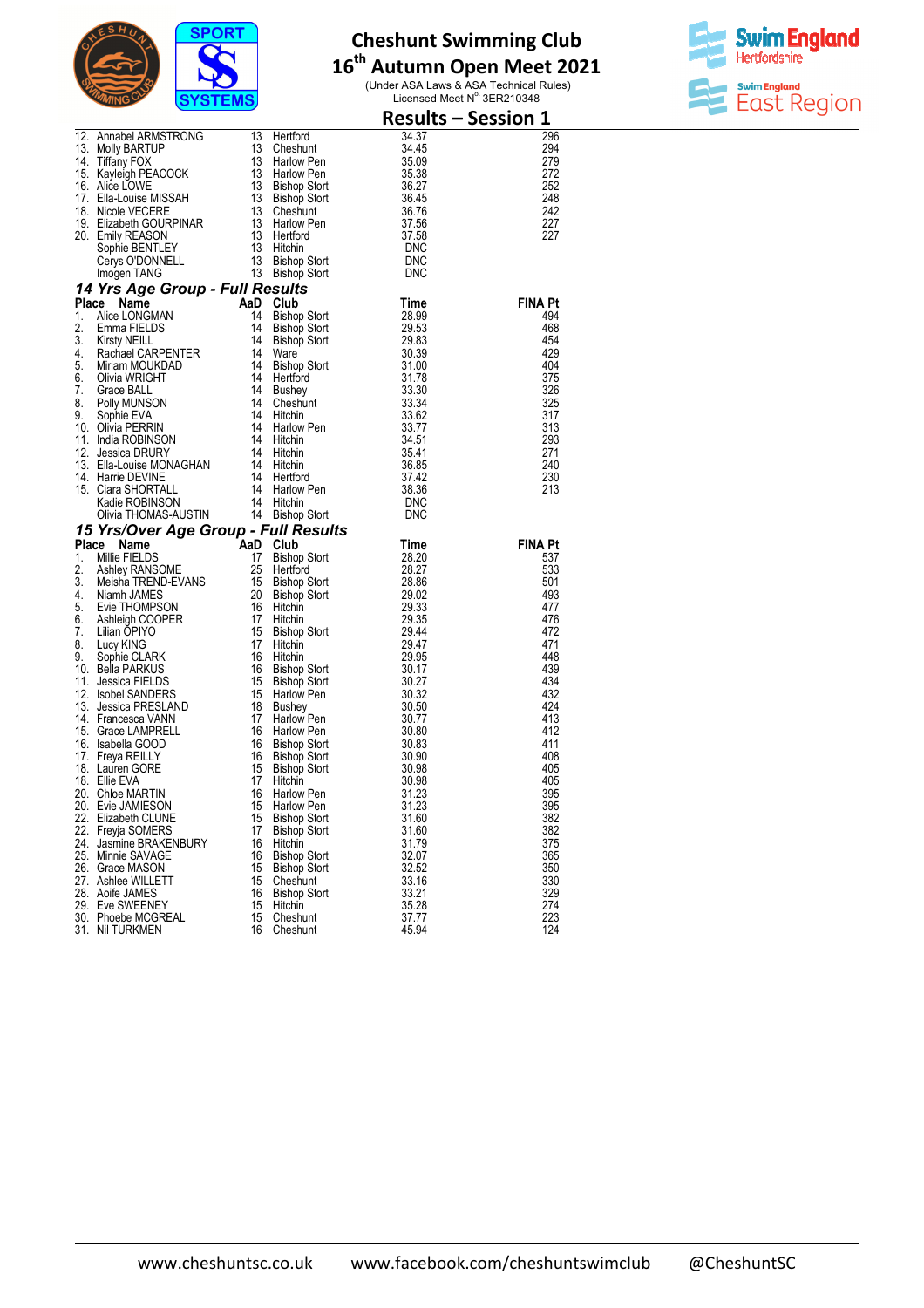# Cheshunt Swimming Club

## 16th Autumn Open Meet 2021

(Under ASA Laws & ASA Technical Rules)
Licensed Meet N° 3ER210348

## Results – Session 1

| Place | Name | AaD | Club | Time | FINA Pt |
|---|---|---|---|---|---|
| 12. | Annabel ARMSTRONG | 13 | Hertford | 34.37 | 296 |
| 13. | Molly BARTUP | 13 | Cheshunt | 34.45 | 294 |
| 14. | Tiffany FOX | 13 | Harlow Pen | 35.09 | 279 |
| 15. | Kayleigh PEACOCK | 13 | Harlow Pen | 35.38 | 272 |
| 16. | Alice LOWE | 13 | Bishop Stort | 36.27 | 252 |
| 17. | Ella-Louise MISSAH | 13 | Bishop Stort | 36.45 | 248 |
| 18. | Nicole VECERE | 13 | Cheshunt | 36.76 | 242 |
| 19. | Elizabeth GOURPINAR | 13 | Harlow Pen | 37.56 | 227 |
| 20. | Emily REASON | 13 | Hertford | 37.58 | 227 |
| | Sophie BENTLEY | 13 | Hitchin | DNC | |
| | Cerys O'DONNELL | 13 | Bishop Stort | DNC | |
| | Imogen TANG | 13 | Bishop Stort | DNC | |

### *14 Yrs Age Group - Full Results*

| Place | Name | AaD | Club | Time | FINA Pt |
|---|---|---|---|---|---|
| 1. | Alice LONGMAN | 14 | Bishop Stort | 28.99 | 494 |
| 2. | Emma FIELDS | 14 | Bishop Stort | 29.53 | 468 |
| 3. | Kirsty NEILL | 14 | Bishop Stort | 29.83 | 454 |
| 4. | Rachael CARPENTER | 14 | Ware | 30.39 | 429 |
| 5. | Miriam MOUKDAD | 14 | Bishop Stort | 31.00 | 404 |
| 6. | Olivia WRIGHT | 14 | Hertford | 31.78 | 375 |
| 7. | Grace BALL | 14 | Bushey | 33.30 | 326 |
| 8. | Polly MUNSON | 14 | Cheshunt | 33.34 | 325 |
| 9. | Sophie EVA | 14 | Hitchin | 33.62 | 317 |
| 10. | Olivia PERRIN | 14 | Harlow Pen | 33.77 | 313 |
| 11. | India ROBINSON | 14 | Hitchin | 34.51 | 293 |
| 12. | Jessica DRURY | 14 | Hitchin | 35.41 | 271 |
| 13. | Ella-Louise MONAGHAN | 14 | Hitchin | 36.85 | 240 |
| 14. | Harrie DEVINE | 14 | Hertford | 37.42 | 230 |
| 15. | Ciara SHORTALL | 14 | Harlow Pen | 38.36 | 213 |
| | Kadie ROBINSON | 14 | Hitchin | DNC | |
| | Olivia THOMAS-AUSTIN | 14 | Bishop Stort | DNC | |

### *15 Yrs/Over Age Group - Full Results*

| Place | Name | AaD | Club | Time | FINA Pt |
|---|---|---|---|---|---|
| 1. | Millie FIELDS | 17 | Bishop Stort | 28.20 | 537 |
| 2. | Ashley RANSOME | 25 | Hertford | 28.27 | 533 |
| 3. | Meisha TREND-EVANS | 15 | Bishop Stort | 28.86 | 501 |
| 4. | Niamh JAMES | 20 | Bishop Stort | 29.02 | 493 |
| 5. | Evie THOMPSON | 16 | Hitchin | 29.33 | 477 |
| 6. | Ashleigh COOPER | 17 | Hitchin | 29.35 | 476 |
| 7. | Lilian OPIYO | 15 | Bishop Stort | 29.44 | 472 |
| 8. | Lucy KING | 17 | Hitchin | 29.47 | 471 |
| 9. | Sophie CLARK | 16 | Hitchin | 29.95 | 448 |
| 10. | Bella PARKUS | 16 | Bishop Stort | 30.17 | 439 |
| 11. | Jessica FIELDS | 15 | Bishop Stort | 30.27 | 434 |
| 12. | Isobel SANDERS | 15 | Harlow Pen | 30.32 | 432 |
| 13. | Jessica PRESLAND | 18 | Bushey | 30.50 | 424 |
| 14. | Francesca VANN | 17 | Harlow Pen | 30.77 | 413 |
| 15. | Grace LAMPRELL | 16 | Harlow Pen | 30.80 | 412 |
| 16. | Isabella GOOD | 16 | Bishop Stort | 30.83 | 411 |
| 17. | Freya REILLY | 16 | Bishop Stort | 30.90 | 408 |
| 18. | Lauren GORE | 15 | Bishop Stort | 30.98 | 405 |
| 18. | Ellie EVA | 17 | Hitchin | 30.98 | 405 |
| 20. | Chloe MARTIN | 16 | Harlow Pen | 31.23 | 395 |
| 20. | Evie JAMIESON | 15 | Harlow Pen | 31.23 | 395 |
| 22. | Elizabeth CLUNE | 15 | Bishop Stort | 31.60 | 382 |
| 22. | Freyja SOMERS | 17 | Bishop Stort | 31.60 | 382 |
| 24. | Jasmine BRAKENBURY | 16 | Hitchin | 31.79 | 375 |
| 25. | Minnie SAVAGE | 16 | Bishop Stort | 32.07 | 365 |
| 26. | Grace MASON | 15 | Bishop Stort | 32.52 | 350 |
| 27. | Ashlee WILLETT | 15 | Cheshunt | 33.16 | 330 |
| 28. | Aoife JAMES | 16 | Bishop Stort | 33.21 | 329 |
| 29. | Eve SWEENEY | 15 | Hitchin | 35.28 | 274 |
| 30. | Phoebe MCGREAL | 15 | Cheshunt | 37.77 | 223 |
| 31. | Nil TURKMEN | 16 | Cheshunt | 45.94 | 124 |

www.cheshuntsc.co.uk www.facebook.com/cheshuntswimclub @CheshuntSC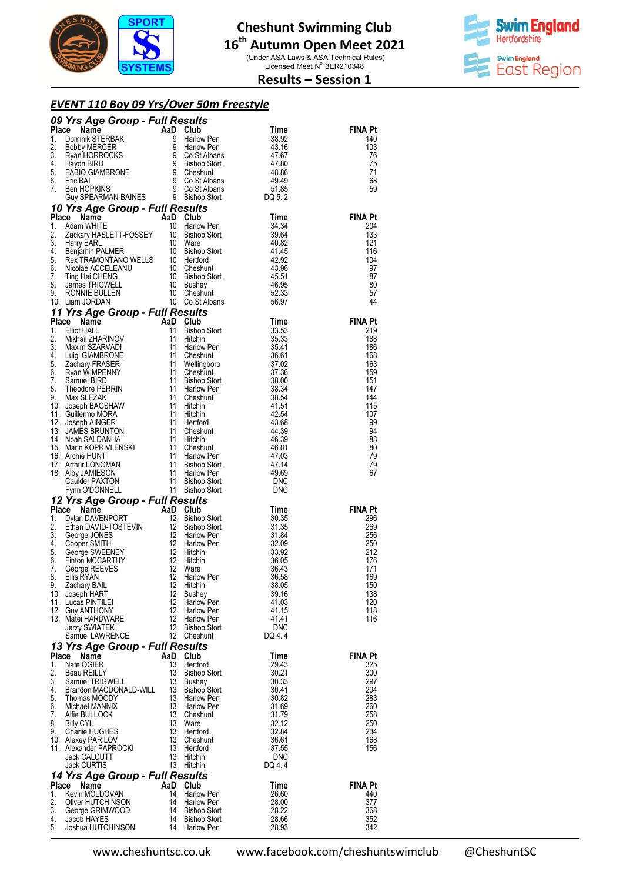# Cheshunt Swimming Club

## 16th Autumn Open Meet 2021

(Under ASA Laws & ASA Technical Rules)
Licensed Meet N° 3ER210348

## Results – Session 1

### *EVENT 110 Boy 09 Yrs/Over 50m Freestyle*

#### *09 Yrs Age Group - Full Results*

| Place | Name | AaD | Club | Time | FINA Pt |
|---|---|---|---|---|---|
| 1. | Dominik STERBAK | 9 | Harlow Pen | 38.92 | 140 |
| 2. | Bobby MERCER | 9 | Harlow Pen | 43.16 | 103 |
| 3. | Ryan HORROCKS | 9 | Co St Albans | 47.67 | 76 |
| 4. | Haydn BIRD | 9 | Bishop Stort | 47.80 | 75 |
| 5. | FABIO GIAMBRONE | 9 | Cheshunt | 48.86 | 71 |
| 6. | Eric BAI | 9 | Co St Albans | 49.49 | 68 |
| 7. | Ben HOPKINS | 9 | Co St Albans | 51.85 | 59 |
| | Guy SPEARMAN-BAINES | 9 | Bishop Stort | DQ 5. 2 | |

#### *10 Yrs Age Group - Full Results*

| Place | Name | AaD | Club | Time | FINA Pt |
|---|---|---|---|---|---|
| 1. | Adam WHITE | 10 | Harlow Pen | 34.34 | 204 |
| 2. | Zackary HASLETT-FOSSEY | 10 | Bishop Stort | 39.64 | 133 |
| 3. | Harry EARL | 10 | Ware | 40.82 | 121 |
| 4. | Benjamin PALMER | 10 | Bishop Stort | 41.45 | 116 |
| 5. | Rex TRAMONTANO WELLS | 10 | Hertford | 42.92 | 104 |
| 6. | Nicolae ACCELEANU | 10 | Cheshunt | 43.96 | 97 |
| 7. | Ting Hei CHENG | 10 | Bishop Stort | 45.51 | 87 |
| 8. | James TRIGWELL | 10 | Bushey | 46.95 | 80 |
| 9. | RONNIE BULLEN | 10 | Cheshunt | 52.33 | 57 |
| 10. | Liam JORDAN | 10 | Co St Albans | 56.97 | 44 |

#### *11 Yrs Age Group - Full Results*

| Place | Name | AaD | Club | Time | FINA Pt |
|---|---|---|---|---|---|
| 1. | Elliot HALL | 11 | Bishop Stort | 33.53 | 219 |
| 2. | Mikhail ZHARINOV | 11 | Hitchin | 35.33 | 188 |
| 3. | Maxim SZARVADI | 11 | Harlow Pen | 35.41 | 186 |
| 4. | Luigi GIAMBRONE | 11 | Cheshunt | 36.61 | 168 |
| 5. | Zachary FRASER | 11 | Wellingboro | 37.02 | 163 |
| 6. | Ryan WIMPENNY | 11 | Cheshunt | 37.36 | 159 |
| 7. | Samuel BIRD | 11 | Bishop Stort | 38.00 | 151 |
| 8. | Theodore PERRIN | 11 | Harlow Pen | 38.34 | 147 |
| 9. | Max SLEZAK | 11 | Cheshunt | 38.54 | 144 |
| 10. | Joseph BAGSHAW | 11 | Hitchin | 41.51 | 115 |
| 11. | Guillermo MORA | 11 | Hitchin | 42.54 | 107 |
| 12. | Joseph AINGER | 11 | Hertford | 43.68 | 99 |
| 13. | JAMES BRUNTON | 11 | Cheshunt | 44.39 | 94 |
| 14. | Noah SALDANHA | 11 | Hitchin | 46.39 | 83 |
| 15. | Marin KOPRIVLENSKI | 11 | Cheshunt | 46.81 | 80 |
| 16. | Archie HUNT | 11 | Harlow Pen | 47.03 | 79 |
| 17. | Arthur LONGMAN | 11 | Bishop Stort | 47.14 | 79 |
| 18. | Alby JAMIESON | 11 | Harlow Pen | 49.69 | 67 |
| | Caulder PAXTON | 11 | Bishop Stort | DNC | |
| | Fynn O'DONNELL | 11 | Bishop Stort | DNC | |

#### *12 Yrs Age Group - Full Results*

| Place | Name | AaD | Club | Time | FINA Pt |
|---|---|---|---|---|---|
| 1. | Dylan DAVENPORT | 12 | Bishop Stort | 30.35 | 296 |
| 2. | Ethan DAVID-TOSTEVIN | 12 | Bishop Stort | 31.35 | 269 |
| 3. | George JONES | 12 | Harlow Pen | 31.84 | 256 |
| 4. | Cooper SMITH | 12 | Harlow Pen | 32.09 | 250 |
| 5. | George SWEENEY | 12 | Hitchin | 33.92 | 212 |
| 6. | Finton MCCARTHY | 12 | Hitchin | 36.05 | 176 |
| 7. | George REEVES | 12 | Ware | 36.43 | 171 |
| 8. | Ellis RYAN | 12 | Harlow Pen | 36.58 | 169 |
| 9. | Zachary BAIL | 12 | Hitchin | 38.05 | 150 |
| 10. | Joseph HART | 12 | Bushey | 39.16 | 138 |
| 11. | Lucas PINTILEI | 12 | Harlow Pen | 41.03 | 120 |
| 12. | Guy ANTHONY | 12 | Harlow Pen | 41.15 | 118 |
| 13. | Matei HARDWARE | 12 | Harlow Pen | 41.41 | 116 |
| | Jerzy SWIATEK | 12 | Bishop Stort | DNC | |
| | Samuel LAWRENCE | 12 | Cheshunt | DQ 4. 4 | |

#### *13 Yrs Age Group - Full Results*

| Place | Name | AaD | Club | Time | FINA Pt |
|---|---|---|---|---|---|
| 1. | Nate OGIER | 13 | Hertford | 29.43 | 325 |
| 2. | Beau REILLY | 13 | Bishop Stort | 30.21 | 300 |
| 3. | Samuel TRIGWELL | 13 | Bushey | 30.33 | 297 |
| 4. | Brandon MACDONALD-WILL | 13 | Bishop Stort | 30.41 | 294 |
| 5. | Thomas MOODY | 13 | Harlow Pen | 30.82 | 283 |
| 6. | Michael MANNIX | 13 | Harlow Pen | 31.69 | 260 |
| 7. | Alfie BULLOCK | 13 | Cheshunt | 31.79 | 258 |
| 8. | Billy CYL | 13 | Ware | 32.12 | 250 |
| 9. | Charlie HUGHES | 13 | Hertford | 32.84 | 234 |
| 10. | Alexey PARILOV | 13 | Cheshunt | 36.61 | 168 |
| 11. | Alexander PAPROCKI | 13 | Hertford | 37.55 | 156 |
| | Jack CALCUTT | 13 | Hitchin | DNC | |
| | Jack CURTIS | 13 | Hitchin | DQ 4. 4 | |

#### *14 Yrs Age Group - Full Results*

| Place | Name | AaD | Club | Time | FINA Pt |
|---|---|---|---|---|---|
| 1. | Kevin MOLDOVAN | 14 | Harlow Pen | 26.60 | 440 |
| 2. | Oliver HUTCHINSON | 14 | Harlow Pen | 28.00 | 377 |
| 3. | George GRIMWOOD | 14 | Bishop Stort | 28.22 | 368 |
| 4. | Jacob HAYES | 14 | Bishop Stort | 28.66 | 352 |
| 5. | Joshua HUTCHINSON | 14 | Harlow Pen | 28.93 | 342 |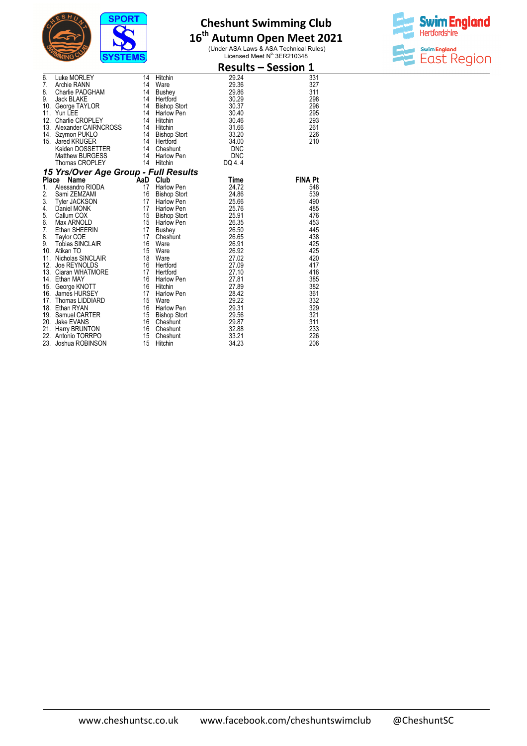# Cheshunt Swimming Club

## 16th Autumn Open Meet 2021

(Under ASA Laws & ASA Technical Rules)
Licensed Meet N° 3ER210348

## Results – Session 1

| | | | | | |
|---|---|---|---|---|---|
| 6. | Luke MORLEY | 14 | Hitchin | 29.24 | 331 |
| 7. | Archie RANN | 14 | Ware | 29.36 | 327 |
| 8. | Charlie PADGHAM | 14 | Bushey | 29.86 | 311 |
| 9. | Jack BLAKE | 14 | Hertford | 30.29 | 298 |
| 10. | George TAYLOR | 14 | Bishop Stort | 30.37 | 296 |
| 11. | Yun LEE | 14 | Harlow Pen | 30.40 | 295 |
| 12. | Charlie CROPLEY | 14 | Hitchin | 30.46 | 293 |
| 13. | Alexander CAIRNCROSS | 14 | Hitchin | 31.66 | 261 |
| 14. | Szymon PUKLO | 14 | Bishop Stort | 33.20 | 226 |
| 15. | Jared KRUGER | 14 | Hertford | 34.00 | 210 |
| | Kaiden DOSSETTER | 14 | Cheshunt | DNC | |
| | Matthew BURGESS | 14 | Harlow Pen | DNC | |
| | Thomas CROPLEY | 14 | Hitchin | DQ 4. 4 | |

### *15 Yrs/Over Age Group - Full Results*

| Place | Name | AaD | Club | Time | FINA Pt |
|---|---|---|---|---|---|
| 1. | Alessandro RIODA | 17 | Harlow Pen | 24.72 | 548 |
| 2. | Sami ZEMZAMI | 16 | Bishop Stort | 24.86 | 539 |
| 3. | Tyler JACKSON | 17 | Harlow Pen | 25.66 | 490 |
| 4. | Daniel MONK | 17 | Harlow Pen | 25.76 | 485 |
| 5. | Callum COX | 15 | Bishop Stort | 25.91 | 476 |
| 6. | Max ARNOLD | 15 | Harlow Pen | 26.35 | 453 |
| 7. | Ethan SHEERIN | 17 | Bushey | 26.50 | 445 |
| 8. | Taylor COE | 17 | Cheshunt | 26.65 | 438 |
| 9. | Tobias SINCLAIR | 16 | Ware | 26.91 | 425 |
| 10. | Atikan TO | 15 | Ware | 26.92 | 425 |
| 11. | Nicholas SINCLAIR | 18 | Ware | 27.02 | 420 |
| 12. | Joe REYNOLDS | 16 | Hertford | 27.09 | 417 |
| 13. | Ciaran WHATMORE | 17 | Hertford | 27.10 | 416 |
| 14. | Ethan MAY | 16 | Harlow Pen | 27.81 | 385 |
| 15. | George KNOTT | 16 | Hitchin | 27.89 | 382 |
| 16. | James HURSEY | 17 | Harlow Pen | 28.42 | 361 |
| 17. | Thomas LIDDIARD | 15 | Ware | 29.22 | 332 |
| 18. | Ethan RYAN | 16 | Harlow Pen | 29.31 | 329 |
| 19. | Samuel CARTER | 15 | Bishop Stort | 29.56 | 321 |
| 20. | Jake EVANS | 16 | Cheshunt | 29.87 | 311 |
| 21. | Harry BRUNTON | 16 | Cheshunt | 32.88 | 233 |
| 22. | Antonio TORRPO | 15 | Cheshunt | 33.21 | 226 |
| 23. | Joshua ROBINSON | 15 | Hitchin | 34.23 | 206 |

www.cheshuntsc.co.uk www.facebook.com/cheshuntswimclub @CheshuntSC